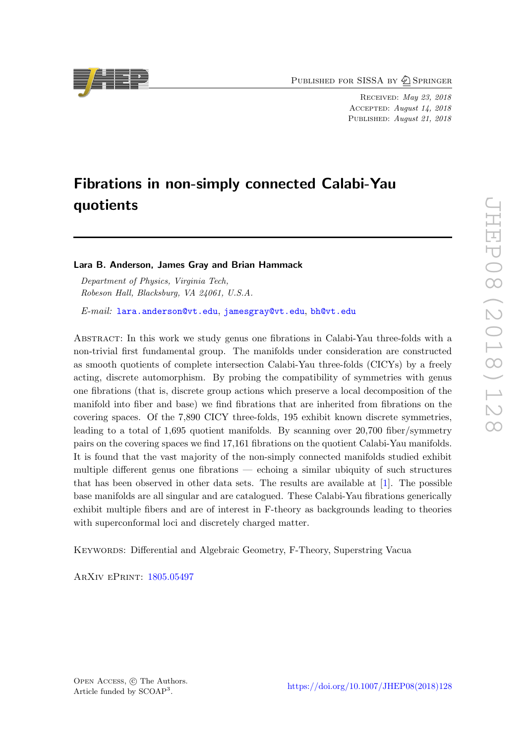# Fibrations in non-simply connected Calabi-Yau quotients

**Lara B. Anderson, James Gray and Brian Hammack**

*Department of Physics, Virginia Tech,*
*Robeson Hall, Blacksburg, VA 24061, U.S.A.*

*E-mail:* lara.anderson@vt.edu, jamesgray@vt.edu, bh@vt.edu

Abstract: In this work we study genus one fibrations in Calabi-Yau three-folds with a non-trivial first fundamental group. The manifolds under consideration are constructed as smooth quotients of complete intersection Calabi-Yau three-folds (CICYs) by a freely acting, discrete automorphism. By probing the compatibility of symmetries with genus one fibrations (that is, discrete group actions which preserve a local decomposition of the manifold into fiber and base) we find fibrations that are inherited from fibrations on the covering spaces. Of the 7,890 CICY three-folds, 195 exhibit known discrete symmetries, leading to a total of 1,695 quotient manifolds. By scanning over 20,700 fiber/symmetry pairs on the covering spaces we find 17,161 fibrations on the quotient Calabi-Yau manifolds. It is found that the vast majority of the non-simply connected manifolds studied exhibit multiple different genus one fibrations — echoing a similar ubiquity of such structures that has been observed in other data sets. The results are available at [1]. The possible base manifolds are all singular and are catalogued. These Calabi-Yau fibrations generically exhibit multiple fibers and are of interest in F-theory as backgrounds leading to theories with superconformal loci and discretely charged matter.

Keywords: Differential and Algebraic Geometry, F-Theory, Superstring Vacua

ArXiv ePrint: 1805.05497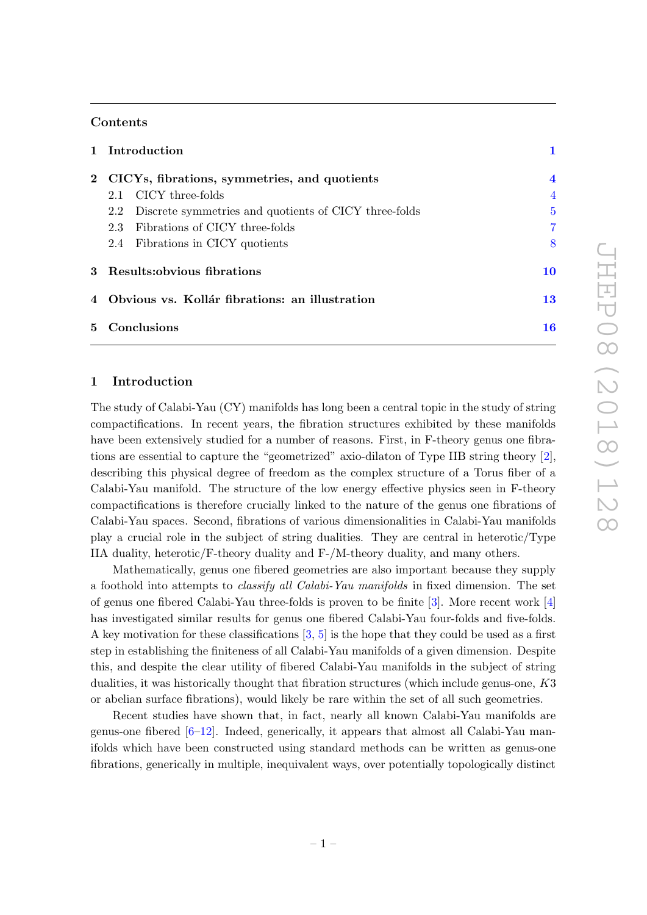## Contents

| | | |
|---|---|---|
| **1** | **Introduction** | **1** |
| **2** | **CICYs, fibrations, symmetries, and quotients** | **4** |
| | 2.1 CICY three-folds | 4 |
| | 2.2 Discrete symmetries and quotients of CICY three-folds | 5 |
| | 2.3 Fibrations of CICY three-folds | 7 |
| | 2.4 Fibrations in CICY quotients | 8 |
| **3** | **Results:obvious fibrations** | **10** |
| **4** | **Obvious vs. Kollár fibrations: an illustration** | **13** |
| **5** | **Conclusions** | **16** |

# 1 Introduction

The study of Calabi-Yau (CY) manifolds has long been a central topic in the study of string compactifications. In recent years, the fibration structures exhibited by these manifolds have been extensively studied for a number of reasons. First, in F-theory genus one fibrations are essential to capture the "geometrized" axio-dilaton of Type IIB string theory [2], describing this physical degree of freedom as the complex structure of a Torus fiber of a Calabi-Yau manifold. The structure of the low energy effective physics seen in F-theory compactifications is therefore crucially linked to the nature of the genus one fibrations of Calabi-Yau spaces. Second, fibrations of various dimensionalities in Calabi-Yau manifolds play a crucial role in the subject of string dualities. They are central in heterotic/Type IIA duality, heterotic/F-theory duality and F-/M-theory duality, and many others.

Mathematically, genus one fibered geometries are also important because they supply a foothold into attempts to *classify all Calabi-Yau manifolds* in fixed dimension. The set of genus one fibered Calabi-Yau three-folds is proven to be finite [3]. More recent work [4] has investigated similar results for genus one fibered Calabi-Yau four-folds and five-folds. A key motivation for these classifications [3, 5] is the hope that they could be used as a first step in establishing the finiteness of all Calabi-Yau manifolds of a given dimension. Despite this, and despite the clear utility of fibered Calabi-Yau manifolds in the subject of string dualities, it was historically thought that fibration structures (which include genus-one, $K3$ or abelian surface fibrations), would likely be rare within the set of all such geometries.

Recent studies have shown that, in fact, nearly all known Calabi-Yau manifolds are genus-one fibered [6–12]. Indeed, generically, it appears that almost all Calabi-Yau manifolds which have been constructed using standard methods can be written as genus-one fibrations, generically in multiple, inequivalent ways, over potentially topologically distinct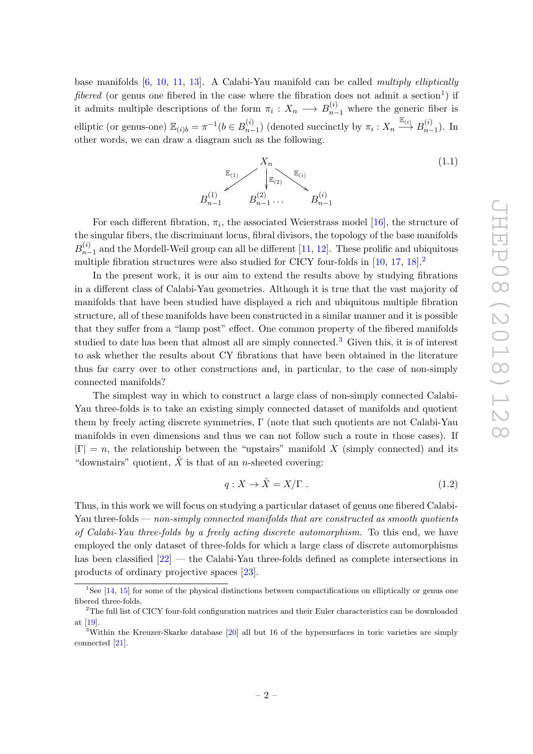base manifolds [6, 10, 11, 13]. A Calabi-Yau manifold can be called *multiply elliptically fibered* (or genus one fibered in the case where the fibration does not admit a section[1]) if it admits multiple descriptions of the form $\pi_i : X_n \longrightarrow B^{(i)}_{n-1}$ where the generic fiber is elliptic (or genus-one) $\mathbb{E}_{(i)b} = \pi^{-1}(b \in B^{(i)}_{n-1})$ (denoted succinctly by $\pi_i : X_n \xrightarrow{\mathbb{E}_{(i)}} B^{(i)}_{n-1}$). In other words, we can draw a diagram such as the following.

$$
\begin{array}{ccccc}
 & & X_n & & \\
 & \swarrow^{\mathbb{E}_{(1)}} & \downarrow^{\mathbb{E}_{(2)}} & \searrow^{\mathbb{E}_{(i)}} & \\
B^{(1)}_{n-1} & & B^{(2)}_{n-1} \ldots & & B^{(i)}_{n-1}
\end{array}
\tag{1.1}
$$

For each different fibration, $\pi_i$, the associated Weierstrass model [16], the structure of the singular fibers, the discriminant locus, fibral divisors, the topology of the base manifolds $B^{(i)}_{n-1}$ and the Mordell-Weil group can all be different [11, 12]. These prolific and ubiquitous multiple fibration structures were also studied for CICY four-folds in [10, 17, 18].[2]

In the present work, it is our aim to extend the results above by studying fibrations in a different class of Calabi-Yau geometries. Although it is true that the vast majority of manifolds that have been studied have displayed a rich and ubiquitous multiple fibration structure, all of these manifolds have been constructed in a similar manner and it is possible that they suffer from a "lamp post" effect. One common property of the fibered manifolds studied to date has been that almost all are simply connected.[3] Given this, it is of interest to ask whether the results about CY fibrations that have been obtained in the literature thus far carry over to other constructions and, in particular, to the case of non-simply connected manifolds?

The simplest way in which to construct a large class of non-simply connected Calabi-Yau three-folds is to take an existing simply connected dataset of manifolds and quotient them by freely acting discrete symmetries, $\Gamma$ (note that such quotients are not Calabi-Yau manifolds in even dimensions and thus we can not follow such a route in those cases). If $|\Gamma| = n$, the relationship between the "upstairs" manifold $X$ (simply connected) and its "downstairs" quotient, $\hat{X}$ is that of an $n$-sheeted covering:

$$
q : X \to \hat{X} = X/\Gamma \; . \tag{1.2}
$$

Thus, in this work we will focus on studying a particular dataset of genus one fibered Calabi-Yau three-folds — *non-simply connected manifolds that are constructed as smooth quotients of Calabi-Yau three-folds by a freely acting discrete automorphism.* To this end, we have employed the only dataset of three-folds for which a large class of discrete automorphisms has been classified [22] — the Calabi-Yau three-folds defined as complete intersections in products of ordinary projective spaces [23].

---

[1] See [14, 15] for some of the physical distinctions between compactifications on elliptically or genus one fibered three-folds.

[2] The full list of CICY four-fold configuration matrices and their Euler characteristics can be downloaded at [19].

[3] Within the Kreuzer-Skarke database [20] all but 16 of the hypersurfaces in toric varieties are simply connected [21].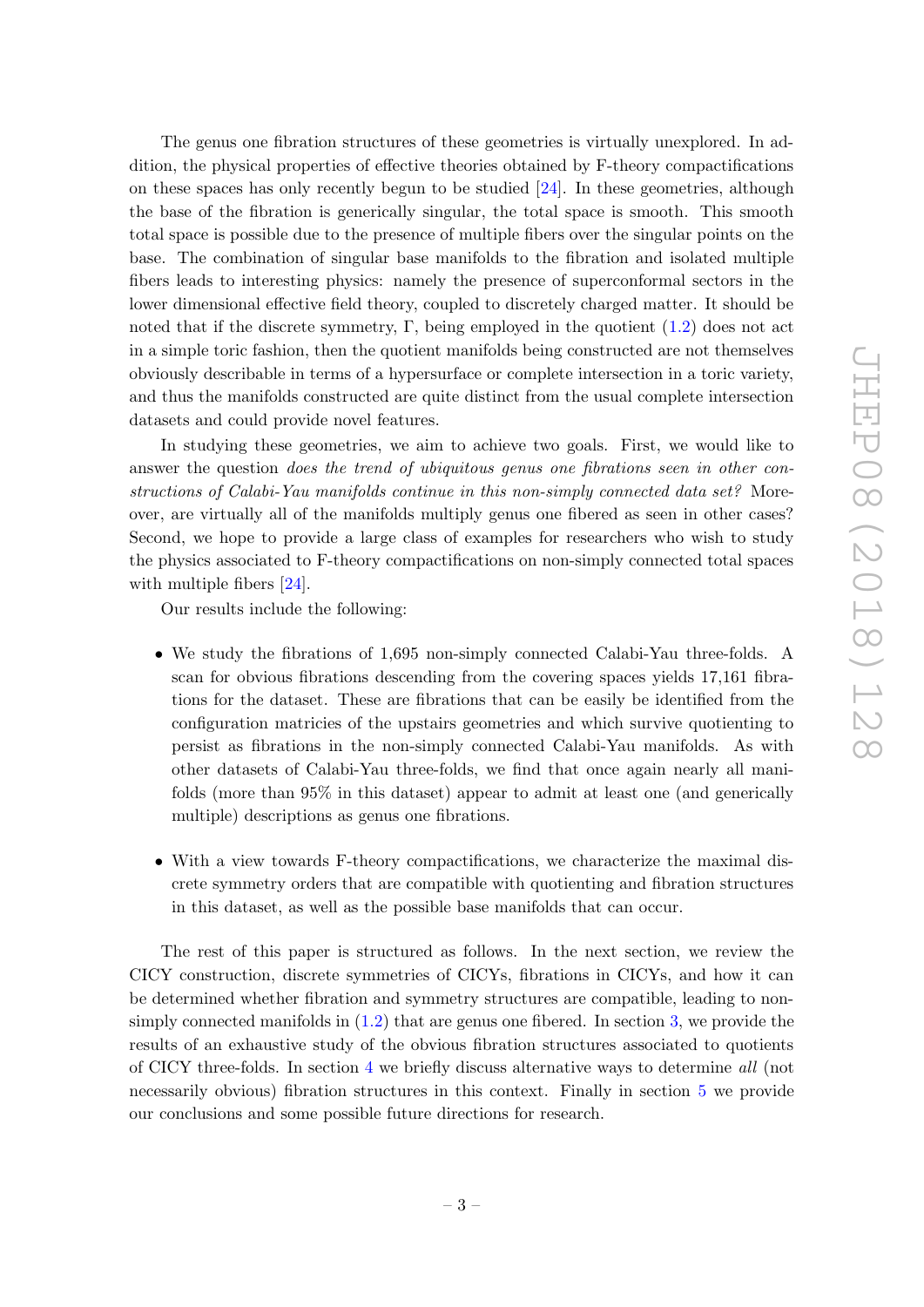The genus one fibration structures of these geometries is virtually unexplored. In addition, the physical properties of effective theories obtained by F-theory compactifications on these spaces has only recently begun to be studied [24]. In these geometries, although the base of the fibration is generically singular, the total space is smooth. This smooth total space is possible due to the presence of multiple fibers over the singular points on the base. The combination of singular base manifolds to the fibration and isolated multiple fibers leads to interesting physics: namely the presence of superconformal sectors in the lower dimensional effective field theory, coupled to discretely charged matter. It should be noted that if the discrete symmetry, $\Gamma$, being employed in the quotient (1.2) does not act in a simple toric fashion, then the quotient manifolds being constructed are not themselves obviously describable in terms of a hypersurface or complete intersection in a toric variety, and thus the manifolds constructed are quite distinct from the usual complete intersection datasets and could provide novel features.

In studying these geometries, we aim to achieve two goals. First, we would like to answer the question *does the trend of ubiquitous genus one fibrations seen in other constructions of Calabi-Yau manifolds continue in this non-simply connected data set?* Moreover, are virtually all of the manifolds multiply genus one fibered as seen in other cases? Second, we hope to provide a large class of examples for researchers who wish to study the physics associated to F-theory compactifications on non-simply connected total spaces with multiple fibers [24].

Our results include the following:

- We study the fibrations of 1,695 non-simply connected Calabi-Yau three-folds. A scan for obvious fibrations descending from the covering spaces yields 17,161 fibrations for the dataset. These are fibrations that can be easily be identified from the configuration matricies of the upstairs geometries and which survive quotienting to persist as fibrations in the non-simply connected Calabi-Yau manifolds. As with other datasets of Calabi-Yau three-folds, we find that once again nearly all manifolds (more than 95% in this dataset) appear to admit at least one (and generically multiple) descriptions as genus one fibrations.

- With a view towards F-theory compactifications, we characterize the maximal discrete symmetry orders that are compatible with quotienting and fibration structures in this dataset, as well as the possible base manifolds that can occur.

The rest of this paper is structured as follows. In the next section, we review the CICY construction, discrete symmetries of CICYs, fibrations in CICYs, and how it can be determined whether fibration and symmetry structures are compatible, leading to non-simply connected manifolds in (1.2) that are genus one fibered. In section 3, we provide the results of an exhaustive study of the obvious fibration structures associated to quotients of CICY three-folds. In section 4 we briefly discuss alternative ways to determine *all* (not necessarily obvious) fibration structures in this context. Finally in section 5 we provide our conclusions and some possible future directions for research.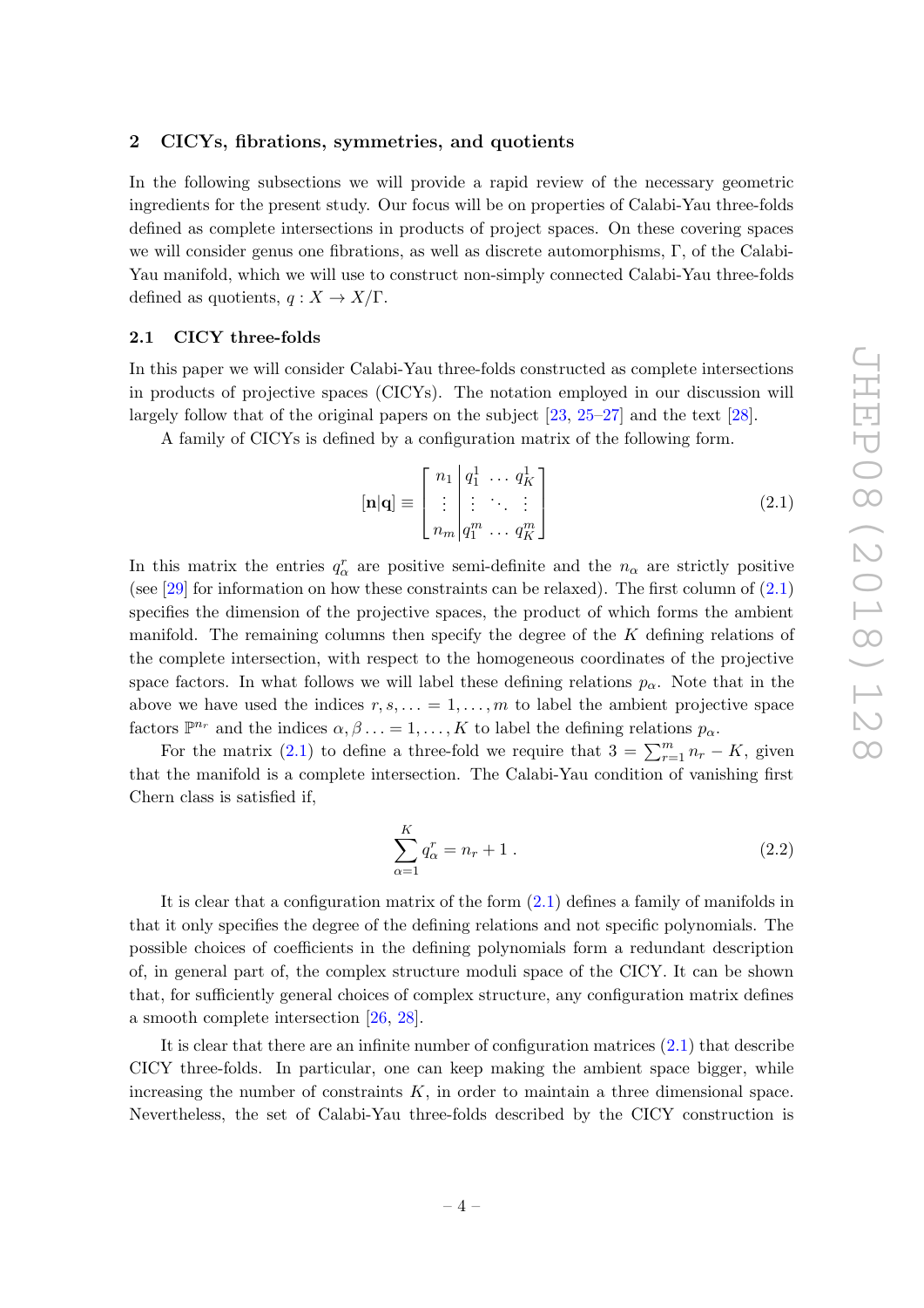## 2 CICYs, fibrations, symmetries, and quotients

In the following subsections we will provide a rapid review of the necessary geometric ingredients for the present study. Our focus will be on properties of Calabi-Yau three-folds defined as complete intersections in products of project spaces. On these covering spaces we will consider genus one fibrations, as well as discrete automorphisms, $\Gamma$, of the Calabi-Yau manifold, which we will use to construct non-simply connected Calabi-Yau three-folds defined as quotients, $q : X \to X/\Gamma$.

### 2.1 CICY three-folds

In this paper we will consider Calabi-Yau three-folds constructed as complete intersections in products of projective spaces (CICYs). The notation employed in our discussion will largely follow that of the original papers on the subject [23, 25–27] and the text [28].

A family of CICYs is defined by a configuration matrix of the following form.

$$[\mathbf{n}|\mathbf{q}] \equiv \left[\begin{array}{c|ccc} n_1 & q_1^1 & \dots & q_K^1 \\ \vdots & \vdots & \ddots & \vdots \\ n_m & q_1^m & \dots & q_K^m \end{array}\right] \tag{2.1}$$

In this matrix the entries $q_\alpha^r$ are positive semi-definite and the $n_\alpha$ are strictly positive (see [29] for information on how these constraints can be relaxed). The first column of (2.1) specifies the dimension of the projective spaces, the product of which forms the ambient manifold. The remaining columns then specify the degree of the $K$ defining relations of the complete intersection, with respect to the homogeneous coordinates of the projective space factors. In what follows we will label these defining relations $p_\alpha$. Note that in the above we have used the indices $r, s, \ldots = 1, \ldots, m$ to label the ambient projective space factors $\mathbb{P}^{n_r}$ and the indices $\alpha, \beta \ldots = 1, \ldots, K$ to label the defining relations $p_\alpha$.

For the matrix (2.1) to define a three-fold we require that $3 = \sum_{r=1}^{m} n_r - K$, given that the manifold is a complete intersection. The Calabi-Yau condition of vanishing first Chern class is satisfied if,

$$\sum_{\alpha=1}^{K} q_\alpha^r = n_r + 1\,. \tag{2.2}$$

It is clear that a configuration matrix of the form (2.1) defines a family of manifolds in that it only specifies the degree of the defining relations and not specific polynomials. The possible choices of coefficients in the defining polynomials form a redundant description of, in general part of, the complex structure moduli space of the CICY. It can be shown that, for sufficiently general choices of complex structure, any configuration matrix defines a smooth complete intersection [26, 28].

It is clear that there are an infinite number of configuration matrices (2.1) that describe CICY three-folds. In particular, one can keep making the ambient space bigger, while increasing the number of constraints $K$, in order to maintain a three dimensional space. Nevertheless, the set of Calabi-Yau three-folds described by the CICY construction is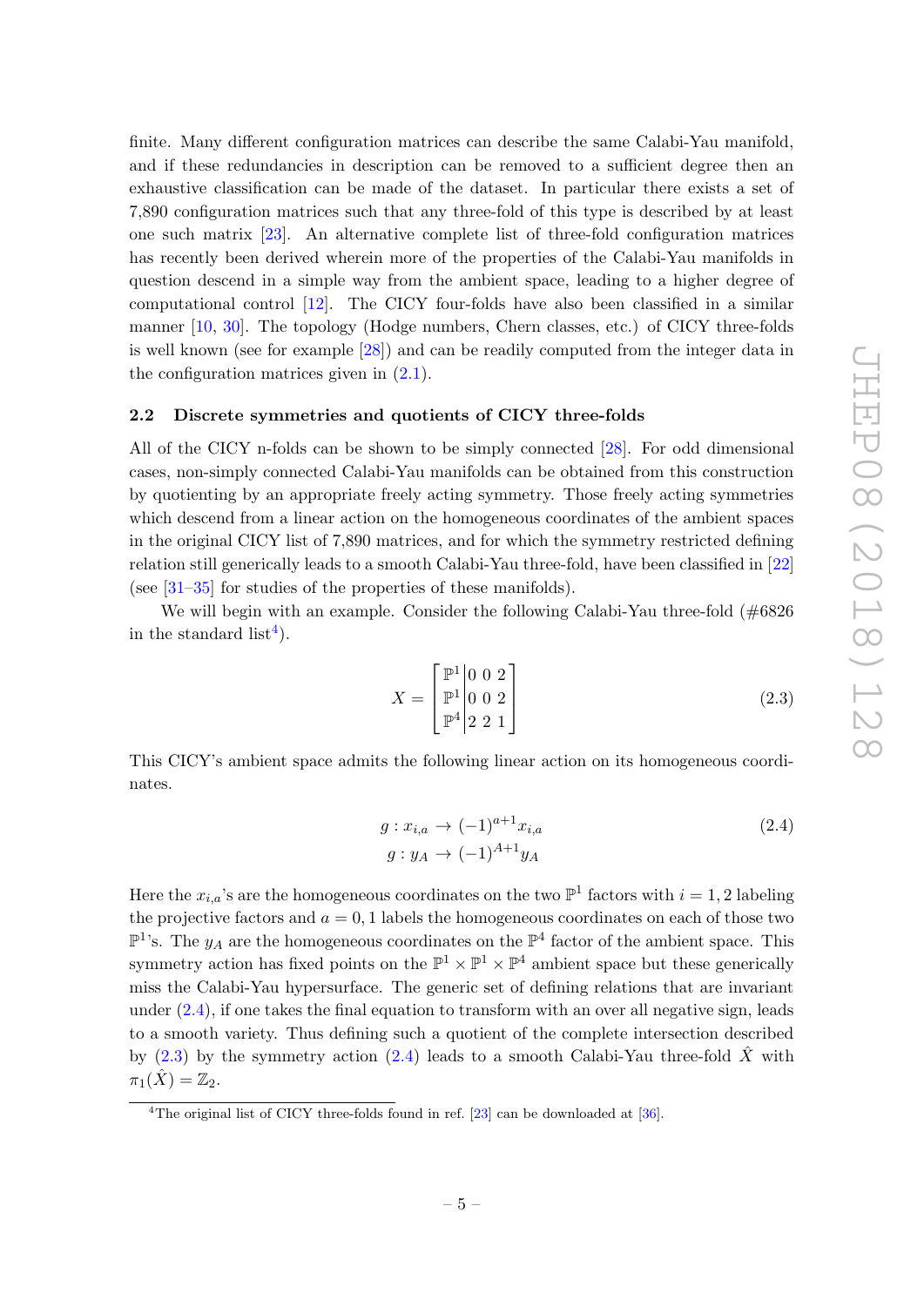finite. Many different configuration matrices can describe the same Calabi-Yau manifold, and if these redundancies in description can be removed to a sufficient degree then an exhaustive classification can be made of the dataset. In particular there exists a set of 7,890 configuration matrices such that any three-fold of this type is described by at least one such matrix [23]. An alternative complete list of three-fold configuration matrices has recently been derived wherein more of the properties of the Calabi-Yau manifolds in question descend in a simple way from the ambient space, leading to a higher degree of computational control [12]. The CICY four-folds have also been classified in a similar manner [10, 30]. The topology (Hodge numbers, Chern classes, etc.) of CICY three-folds is well known (see for example [28]) and can be readily computed from the integer data in the configuration matrices given in (2.1).

### 2.2 Discrete symmetries and quotients of CICY three-folds

All of the CICY n-folds can be shown to be simply connected [28]. For odd dimensional cases, non-simply connected Calabi-Yau manifolds can be obtained from this construction by quotienting by an appropriate freely acting symmetry. Those freely acting symmetries which descend from a linear action on the homogeneous coordinates of the ambient spaces in the original CICY list of 7,890 matrices, and for which the symmetry restricted defining relation still generically leads to a smooth Calabi-Yau three-fold, have been classified in [22] (see [31–35] for studies of the properties of these manifolds).

We will begin with an example. Consider the following Calabi-Yau three-fold (#6826 in the standard list[4]).

$$X = \left[\begin{array}{c|ccc} \mathbb{P}^1 & 0 & 0 & 2 \\ \mathbb{P}^1 & 0 & 0 & 2 \\ \mathbb{P}^4 & 2 & 2 & 1 \end{array}\right] \tag{2.3}$$

This CICY's ambient space admits the following linear action on its homogeneous coordinates.

$$\begin{aligned} g &: x_{i,a} \to (-1)^{a+1} x_{i,a} \\ g &: y_A \to (-1)^{A+1} y_A \end{aligned} \tag{2.4}$$

Here the $x_{i,a}$'s are the homogeneous coordinates on the two $\mathbb{P}^1$ factors with $i = 1, 2$ labeling the projective factors and $a = 0, 1$ labels the homogeneous coordinates on each of those two $\mathbb{P}^1$'s. The $y_A$ are the homogeneous coordinates on the $\mathbb{P}^4$ factor of the ambient space. This symmetry action has fixed points on the $\mathbb{P}^1 \times \mathbb{P}^1 \times \mathbb{P}^4$ ambient space but these generically miss the Calabi-Yau hypersurface. The generic set of defining relations that are invariant under (2.4), if one takes the final equation to transform with an over all negative sign, leads to a smooth variety. Thus defining such a quotient of the complete intersection described by (2.3) by the symmetry action (2.4) leads to a smooth Calabi-Yau three-fold $\hat{X}$ with $\pi_1(\hat{X}) = \mathbb{Z}_2$.

[4]The original list of CICY three-folds found in ref. [23] can be downloaded at [36].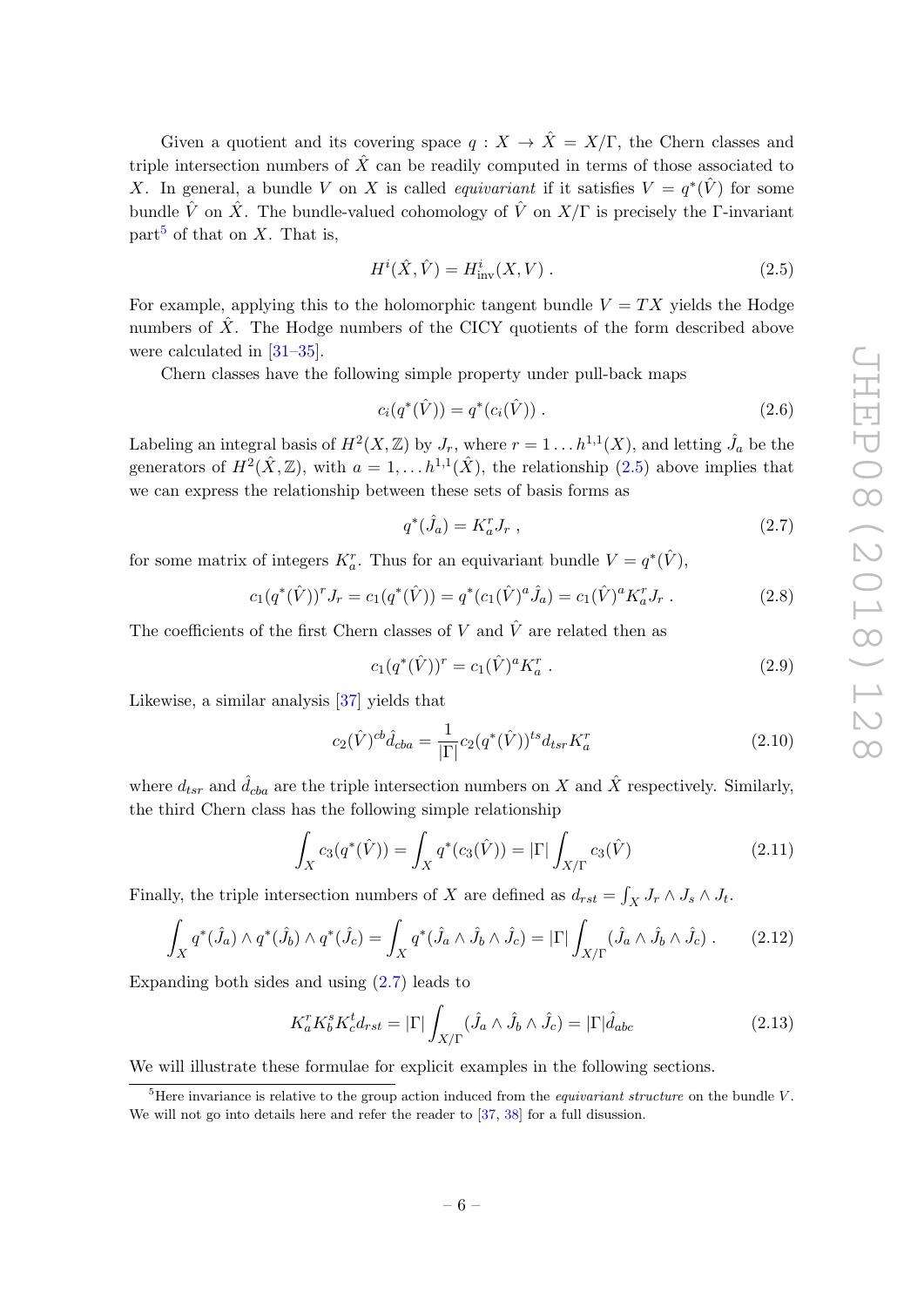Given a quotient and its covering space $q : X \to \hat{X} = X/\Gamma$, the Chern classes and triple intersection numbers of $\hat{X}$ can be readily computed in terms of those associated to $X$. In general, a bundle $V$ on $X$ is called *equivariant* if it satisfies $V = q^*(\hat{V})$ for some bundle $\hat{V}$ on $\hat{X}$. The bundle-valued cohomology of $\hat{V}$ on $X/\Gamma$ is precisely the $\Gamma$-invariant part[5] of that on $X$. That is,

$$H^i(\hat{X}, \hat{V}) = H^i_{\text{inv}}(X, V) \ . \tag{2.5}$$

For example, applying this to the holomorphic tangent bundle $V = TX$ yields the Hodge numbers of $\hat{X}$. The Hodge numbers of the CICY quotients of the form described above were calculated in [31–35].

Chern classes have the following simple property under pull-back maps

$$c_i(q^*(\hat{V})) = q^*(c_i(\hat{V})) \ . \tag{2.6}$$

Labeling an integral basis of $H^2(X, \mathbb{Z})$ by $J_r$, where $r = 1 \ldots h^{1,1}(X)$, and letting $\hat{J}_a$ be the generators of $H^2(\hat{X}, \mathbb{Z})$, with $a = 1, \ldots h^{1,1}(\hat{X})$, the relationship (2.5) above implies that we can express the relationship between these sets of basis forms as

$$q^*(\hat{J}_a) = K^r_a J_r \ , \tag{2.7}$$

for some matrix of integers $K^r_a$. Thus for an equivariant bundle $V = q^*(\hat{V})$,

$$c_1(q^*(\hat{V}))^r J_r = c_1(q^*(\hat{V})) = q^*(c_1(\hat{V})^a \hat{J}_a) = c_1(\hat{V})^a K^r_a J_r \ . \tag{2.8}$$

The coefficients of the first Chern classes of $V$ and $\hat{V}$ are related then as

$$c_1(q^*(\hat{V}))^r = c_1(\hat{V})^a K^r_a \ . \tag{2.9}$$

Likewise, a similar analysis [37] yields that

$$c_2(\hat{V})^{cb} \hat{d}_{cba} = \frac{1}{|\Gamma|} c_2(q^*(\hat{V}))^{ts} d_{tsr} K^r_a \tag{2.10}$$

where $d_{tsr}$ and $\hat{d}_{cba}$ are the triple intersection numbers on $X$ and $\hat{X}$ respectively. Similarly, the third Chern class has the following simple relationship

$$\int_X c_3(q^*(\hat{V})) = \int_X q^*(c_3(\hat{V})) = |\Gamma| \int_{X/\Gamma} c_3(\hat{V}) \tag{2.11}$$

Finally, the triple intersection numbers of $X$ are defined as $d_{rst} = \int_X J_r \wedge J_s \wedge J_t$.

$$\int_X q^*(\hat{J}_a) \wedge q^*(\hat{J}_b) \wedge q^*(\hat{J}_c) = \int_X q^*(\hat{J}_a \wedge \hat{J}_b \wedge \hat{J}_c) = |\Gamma| \int_{X/\Gamma} (\hat{J}_a \wedge \hat{J}_b \wedge \hat{J}_c) \ . \tag{2.12}$$

Expanding both sides and using (2.7) leads to

$$K^r_a K^s_b K^t_c d_{rst} = |\Gamma| \int_{X/\Gamma} (\hat{J}_a \wedge \hat{J}_b \wedge \hat{J}_c) = |\Gamma| \hat{d}_{abc} \tag{2.13}$$

We will illustrate these formulae for explicit examples in the following sections.

[5] Here invariance is relative to the group action induced from the *equivariant structure* on the bundle $V$. We will not go into details here and refer the reader to [37, 38] for a full disussion.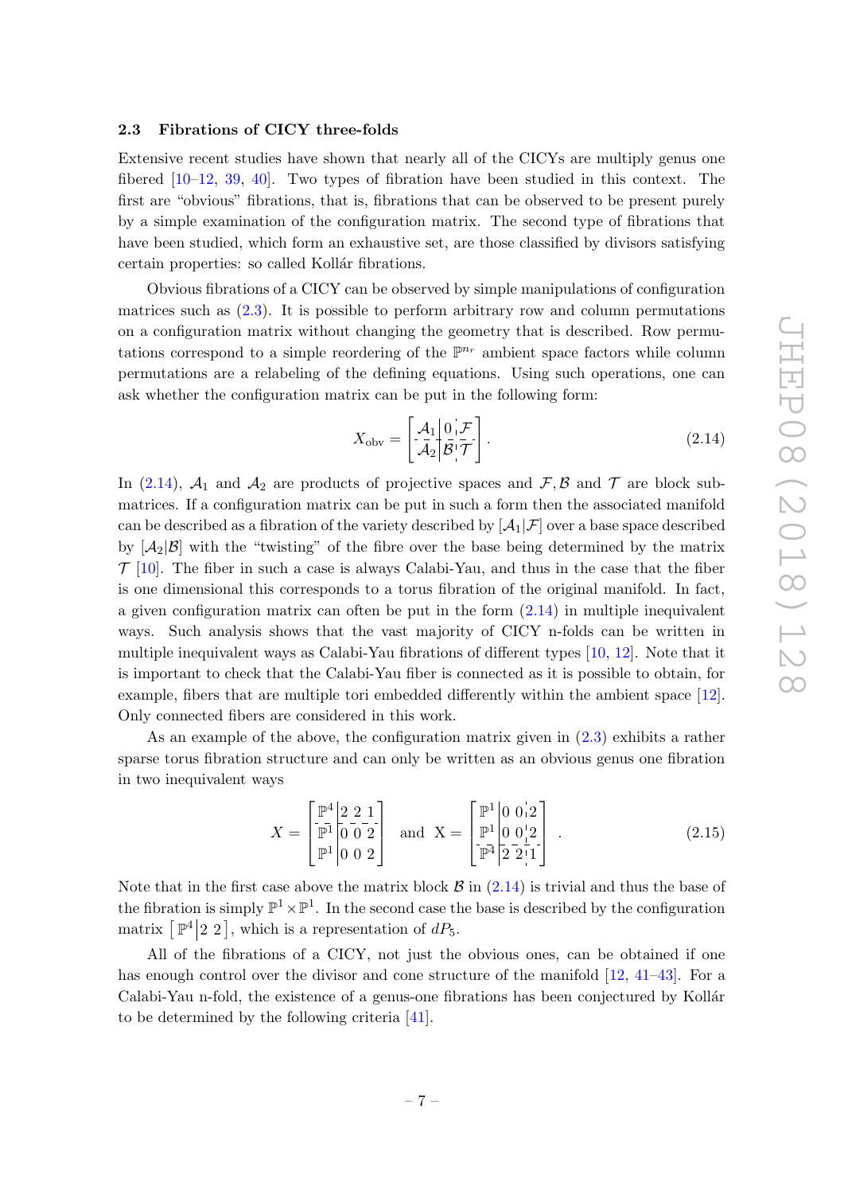### 2.3 Fibrations of CICY three-folds

Extensive recent studies have shown that nearly all of the CICYs are multiply genus one fibered [10–12, 39, 40]. Two types of fibration have been studied in this context. The first are "obvious" fibrations, that is, fibrations that can be observed to be present purely by a simple examination of the configuration matrix. The second type of fibrations that have been studied, which form an exhaustive set, are those classified by divisors satisfying certain properties: so called Kollár fibrations.

Obvious fibrations of a CICY can be observed by simple manipulations of configuration matrices such as (2.3). It is possible to perform arbitrary row and column permutations on a configuration matrix without changing the geometry that is described. Row permutations correspond to a simple reordering of the $\mathbb{P}^{n_r}$ ambient space factors while column permutations are a relabeling of the defining equations. Using such operations, one can ask whether the configuration matrix can be put in the following form:

$$X_{\text{obv}} = \left[\begin{array}{c|c:c} \mathcal{A}_1 & 0 & \mathcal{F} \\ \hdashline \mathcal{A}_2 & \mathcal{B} & \mathcal{T} \end{array}\right]. \tag{2.14}$$

In (2.14), $\mathcal{A}_1$ and $\mathcal{A}_2$ are products of projective spaces and $\mathcal{F}, \mathcal{B}$ and $\mathcal{T}$ are block submatrices. If a configuration matrix can be put in such a form then the associated manifold can be described as a fibration of the variety described by $[\mathcal{A}_1|\mathcal{F}]$ over a base space described by $[\mathcal{A}_2|\mathcal{B}]$ with the "twisting" of the fibre over the base being determined by the matrix $\mathcal{T}$ [10]. The fiber in such a case is always Calabi-Yau, and thus in the case that the fiber is one dimensional this corresponds to a torus fibration of the original manifold. In fact, a given configuration matrix can often be put in the form (2.14) in multiple inequivalent ways. Such analysis shows that the vast majority of CICY n-folds can be written in multiple inequivalent ways as Calabi-Yau fibrations of different types [10, 12]. Note that it is important to check that the Calabi-Yau fiber is connected as it is possible to obtain, for example, fibers that are multiple tori embedded differently within the ambient space [12]. Only connected fibers are considered in this work.

As an example of the above, the configuration matrix given in (2.3) exhibits a rather sparse torus fibration structure and can only be written as an obvious genus one fibration in two inequivalent ways

$$X = \left[\begin{array}{c|ccc} \mathbb{P}^4 & 2 & 2 & 1 \\ \hdashline \mathbb{P}^1 & 0 & 0 & 2 \\ \mathbb{P}^1 & 0 & 0 & 2 \end{array}\right] \quad \text{and} \quad \text{X} = \left[\begin{array}{c|cc:c} \mathbb{P}^1 & 0 & 0 & 2 \\ \mathbb{P}^1 & 0 & 0 & 2 \\ \hdashline \mathbb{P}^4 & 2 & 2 & 1 \end{array}\right]. \tag{2.15}$$

Note that in the first case above the matrix block $\mathcal{B}$ in (2.14) is trivial and thus the base of the fibration is simply $\mathbb{P}^1 \times \mathbb{P}^1$. In the second case the base is described by the configuration matrix $\left[\, \mathbb{P}^4 \middle| 2\ 2 \,\right]$, which is a representation of $dP_5$.

All of the fibrations of a CICY, not just the obvious ones, can be obtained if one has enough control over the divisor and cone structure of the manifold [12, 41–43]. For a Calabi-Yau n-fold, the existence of a genus-one fibrations has been conjectured by Kollár to be determined by the following criteria [41].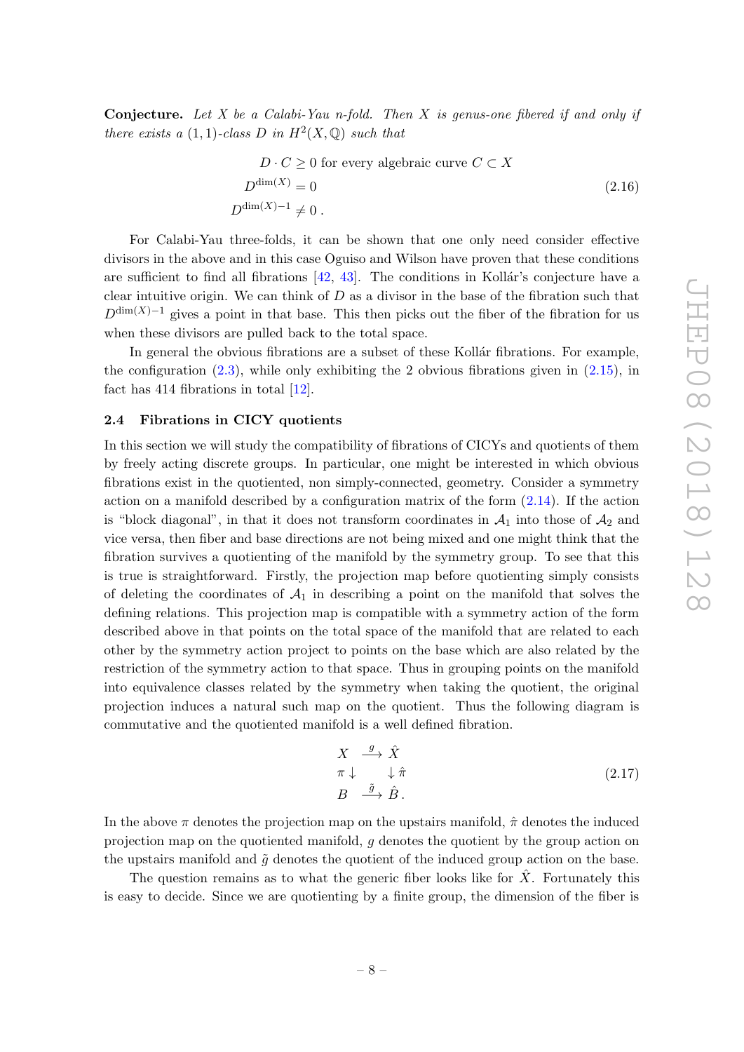**Conjecture.** *Let $X$ be a Calabi-Yau $n$-fold. Then $X$ is genus-one fibered if and only if there exists a $(1,1)$-class $D$ in $H^2(X,\mathbb{Q})$ such that*

$$
\begin{aligned}
D \cdot C &\geq 0 \text{ for every algebraic curve } C \subset X \\
D^{\dim(X)} &= 0 \\
D^{\dim(X)-1} &\neq 0 \,.
\end{aligned}
\tag{2.16}
$$

For Calabi-Yau three-folds, it can be shown that one only need consider effective divisors in the above and in this case Oguiso and Wilson have proven that these conditions are sufficient to find all fibrations [42, 43]. The conditions in Kollár's conjecture have a clear intuitive origin. We can think of $D$ as a divisor in the base of the fibration such that $D^{\dim(X)-1}$ gives a point in that base. This then picks out the fiber of the fibration for us when these divisors are pulled back to the total space.

In general the obvious fibrations are a subset of these Kollár fibrations. For example, the configuration (2.3), while only exhibiting the 2 obvious fibrations given in (2.15), in fact has 414 fibrations in total [12].

### 2.4 Fibrations in CICY quotients

In this section we will study the compatibility of fibrations of CICYs and quotients of them by freely acting discrete groups. In particular, one might be interested in which obvious fibrations exist in the quotiented, non simply-connected, geometry. Consider a symmetry action on a manifold described by a configuration matrix of the form (2.14). If the action is "block diagonal", in that it does not transform coordinates in $\mathcal{A}_1$ into those of $\mathcal{A}_2$ and vice versa, then fiber and base directions are not being mixed and one might think that the fibration survives a quotienting of the manifold by the symmetry group. To see that this is true is straightforward. Firstly, the projection map before quotienting simply consists of deleting the coordinates of $\mathcal{A}_1$ in describing a point on the manifold that solves the defining relations. This projection map is compatible with a symmetry action of the form described above in that points on the total space of the manifold that are related to each other by the symmetry action project to points on the base which are also related by the restriction of the symmetry action to that space. Thus in grouping points on the manifold into equivalence classes related by the symmetry when taking the quotient, the original projection induces a natural such map on the quotient. Thus the following diagram is commutative and the quotiented manifold is a well defined fibration.

$$
\begin{array}{ccc}
X & \xrightarrow{g} & \hat{X} \\
\pi \downarrow & & \downarrow \hat{\pi} \\
B & \xrightarrow{\tilde{g}} & \hat{B} \,.
\end{array}
\tag{2.17}
$$

In the above $\pi$ denotes the projection map on the upstairs manifold, $\hat{\pi}$ denotes the induced projection map on the quotiented manifold, $g$ denotes the quotient by the group action on the upstairs manifold and $\tilde{g}$ denotes the quotient of the induced group action on the base.

The question remains as to what the generic fiber looks like for $\hat{X}$. Fortunately this is easy to decide. Since we are quotienting by a finite group, the dimension of the fiber is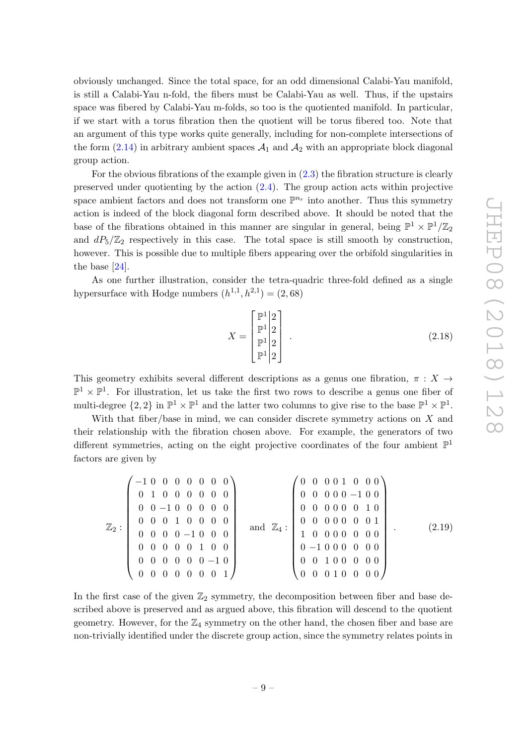obviously unchanged. Since the total space, for an odd dimensional Calabi-Yau manifold, is still a Calabi-Yau n-fold, the fibers must be Calabi-Yau as well. Thus, if the upstairs space was fibered by Calabi-Yau m-folds, so too is the quotiented manifold. In particular, if we start with a torus fibration then the quotient will be torus fibered too. Note that an argument of this type works quite generally, including for non-complete intersections of the form (2.14) in arbitrary ambient spaces $\mathcal{A}_1$ and $\mathcal{A}_2$ with an appropriate block diagonal group action.

For the obvious fibrations of the example given in (2.3) the fibration structure is clearly preserved under quotienting by the action (2.4). The group action acts within projective space ambient factors and does not transform one $\mathbb{P}^{n_r}$ into another. Thus this symmetry action is indeed of the block diagonal form described above. It should be noted that the base of the fibrations obtained in this manner are singular in general, being $\mathbb{P}^1 \times \mathbb{P}^1/\mathbb{Z}_2$ and $dP_5/\mathbb{Z}_2$ respectively in this case. The total space is still smooth by construction, however. This is possible due to multiple fibers appearing over the orbifold singularities in the base [24].

As one further illustration, consider the tetra-quadric three-fold defined as a single hypersurface with Hodge numbers $(h^{1,1}, h^{2,1}) = (2, 68)$

$$X = \left[\begin{array}{c|c} \mathbb{P}^1 & 2 \\ \mathbb{P}^1 & 2 \\ \mathbb{P}^1 & 2 \\ \mathbb{P}^1 & 2 \end{array}\right] . \tag{2.18}$$

This geometry exhibits several different descriptions as a genus one fibration, $\pi : X \to \mathbb{P}^1 \times \mathbb{P}^1$. For illustration, let us take the first two rows to describe a genus one fiber of multi-degree $\{2, 2\}$ in $\mathbb{P}^1 \times \mathbb{P}^1$ and the latter two columns to give rise to the base $\mathbb{P}^1 \times \mathbb{P}^1$.

With that fiber/base in mind, we can consider discrete symmetry actions on $X$ and their relationship with the fibration chosen above. For example, the generators of two different symmetries, acting on the eight projective coordinates of the four ambient $\mathbb{P}^1$ factors are given by

$$\mathbb{Z}_2 : \begin{pmatrix} -1 & 0 & 0 & 0 & 0 & 0 & 0 & 0 \\ 0 & 1 & 0 & 0 & 0 & 0 & 0 & 0 \\ 0 & 0 & -1 & 0 & 0 & 0 & 0 & 0 \\ 0 & 0 & 0 & 1 & 0 & 0 & 0 & 0 \\ 0 & 0 & 0 & 0 & -1 & 0 & 0 & 0 \\ 0 & 0 & 0 & 0 & 0 & 1 & 0 & 0 \\ 0 & 0 & 0 & 0 & 0 & 0 & -1 & 0 \\ 0 & 0 & 0 & 0 & 0 & 0 & 0 & 1 \end{pmatrix} \quad \text{and} \quad \mathbb{Z}_4 : \begin{pmatrix} 0 & 0 & 0 & 0 & 1 & 0 & 0 & 0 \\ 0 & 0 & 0 & 0 & 0 & -1 & 0 & 0 \\ 0 & 0 & 0 & 0 & 0 & 0 & 1 & 0 \\ 0 & 0 & 0 & 0 & 0 & 0 & 0 & 1 \\ 1 & 0 & 0 & 0 & 0 & 0 & 0 & 0 \\ 0 & -1 & 0 & 0 & 0 & 0 & 0 & 0 \\ 0 & 0 & 1 & 0 & 0 & 0 & 0 & 0 \\ 0 & 0 & 0 & 1 & 0 & 0 & 0 & 0 \end{pmatrix} . \tag{2.19}$$

In the first case of the given $\mathbb{Z}_2$ symmetry, the decomposition between fiber and base described above is preserved and as argued above, this fibration will descend to the quotient geometry. However, for the $\mathbb{Z}_4$ symmetry on the other hand, the chosen fiber and base are non-trivially identified under the discrete group action, since the symmetry relates points in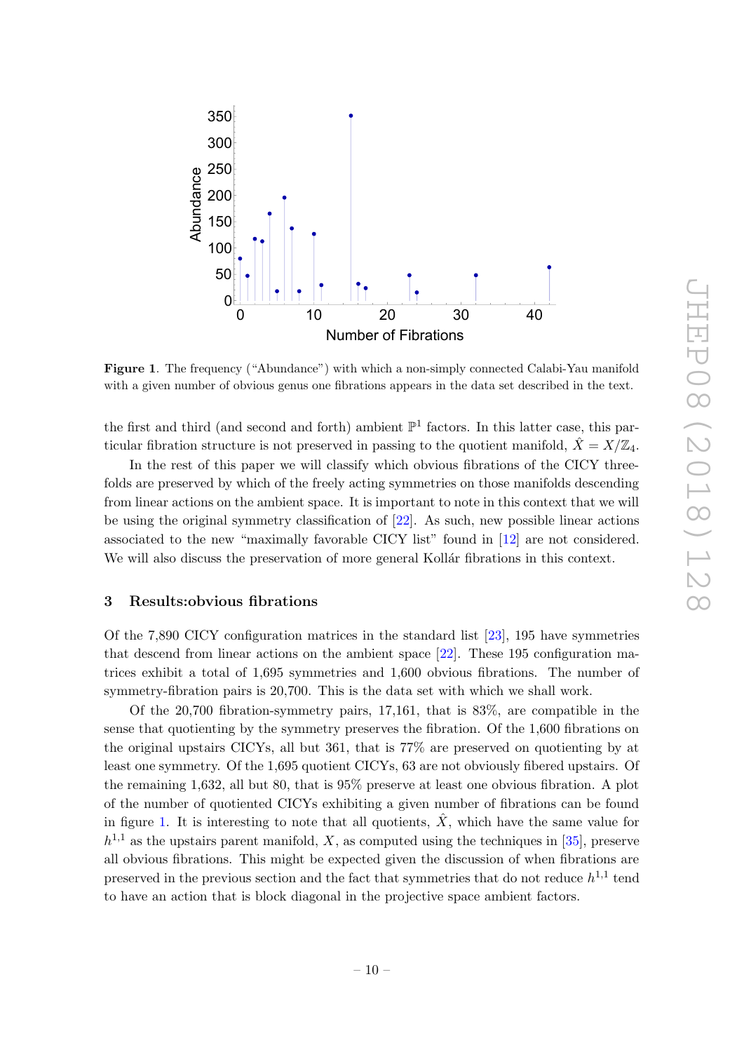**Figure 1**. The frequency ("Abundance") with which a non-simply connected Calabi-Yau manifold with a given number of obvious genus one fibrations appears in the data set described in the text.

the first and third (and second and forth) ambient $\mathbb{P}^1$ factors. In this latter case, this particular fibration structure is not preserved in passing to the quotient manifold, $\hat{X} = X/\mathbb{Z}_4$.

In the rest of this paper we will classify which obvious fibrations of the CICY threefolds are preserved by which of the freely acting symmetries on those manifolds descending from linear actions on the ambient space. It is important to note in this context that we will be using the original symmetry classification of [22]. As such, new possible linear actions associated to the new "maximally favorable CICY list" found in [12] are not considered. We will also discuss the preservation of more general Kollár fibrations in this context.

## 3 Results:obvious fibrations

Of the 7,890 CICY configuration matrices in the standard list [23], 195 have symmetries that descend from linear actions on the ambient space [22]. These 195 configuration matrices exhibit a total of 1,695 symmetries and 1,600 obvious fibrations. The number of symmetry-fibration pairs is 20,700. This is the data set with which we shall work.

Of the 20,700 fibration-symmetry pairs, 17,161, that is 83%, are compatible in the sense that quotienting by the symmetry preserves the fibration. Of the 1,600 fibrations on the original upstairs CICYs, all but 361, that is 77% are preserved on quotienting by at least one symmetry. Of the 1,695 quotient CICYs, 63 are not obviously fibered upstairs. Of the remaining 1,632, all but 80, that is 95% preserve at least one obvious fibration. A plot of the number of quotiented CICYs exhibiting a given number of fibrations can be found in figure 1. It is interesting to note that all quotients, $\hat{X}$, which have the same value for $h^{1,1}$ as the upstairs parent manifold, $X$, as computed using the techniques in [35], preserve all obvious fibrations. This might be expected given the discussion of when fibrations are preserved in the previous section and the fact that symmetries that do not reduce $h^{1,1}$ tend to have an action that is block diagonal in the projective space ambient factors.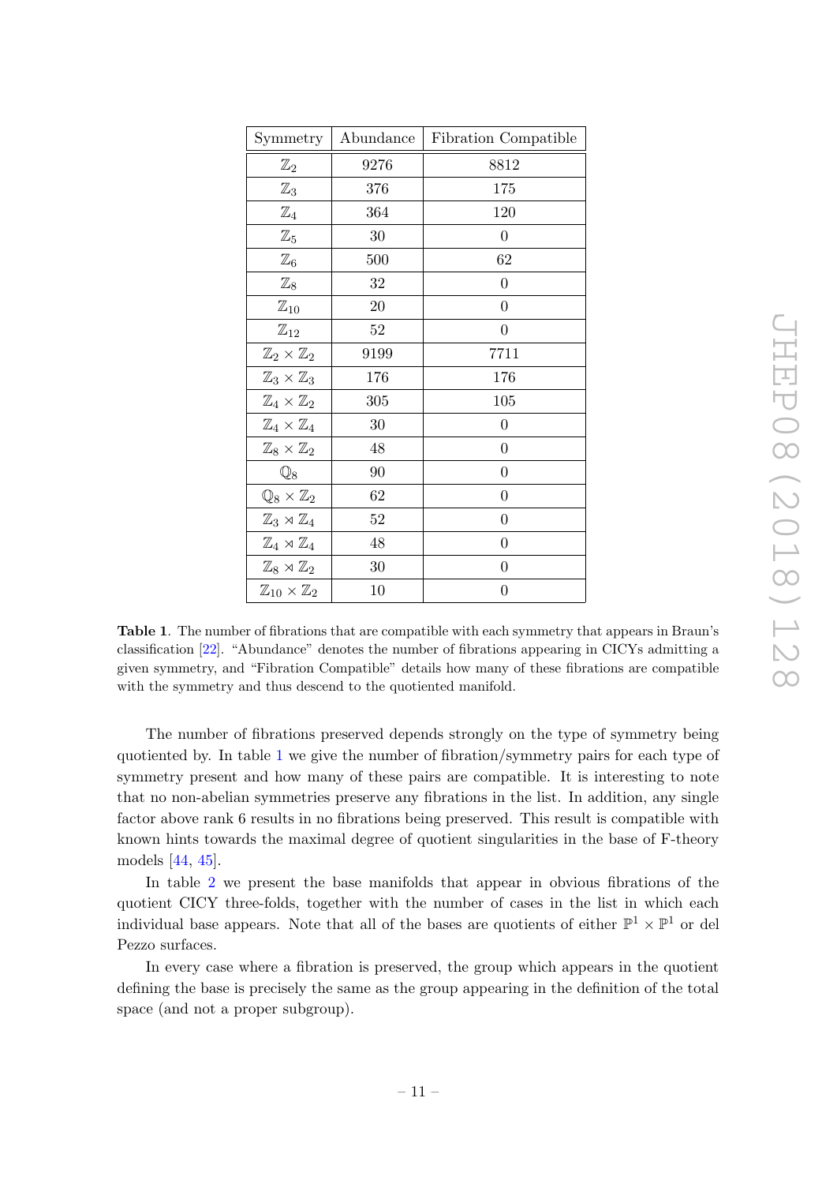| Symmetry | Abundance | Fibration Compatible |
|---|---|---|
| $\mathbb{Z}_2$ | 9276 | 8812 |
| $\mathbb{Z}_3$ | 376 | 175 |
| $\mathbb{Z}_4$ | 364 | 120 |
| $\mathbb{Z}_5$ | 30 | 0 |
| $\mathbb{Z}_6$ | 500 | 62 |
| $\mathbb{Z}_8$ | 32 | 0 |
| $\mathbb{Z}_{10}$ | 20 | 0 |
| $\mathbb{Z}_{12}$ | 52 | 0 |
| $\mathbb{Z}_2 \times \mathbb{Z}_2$ | 9199 | 7711 |
| $\mathbb{Z}_3 \times \mathbb{Z}_3$ | 176 | 176 |
| $\mathbb{Z}_4 \times \mathbb{Z}_2$ | 305 | 105 |
| $\mathbb{Z}_4 \times \mathbb{Z}_4$ | 30 | 0 |
| $\mathbb{Z}_8 \times \mathbb{Z}_2$ | 48 | 0 |
| $\mathbb{Q}_8$ | 90 | 0 |
| $\mathbb{Q}_8 \times \mathbb{Z}_2$ | 62 | 0 |
| $\mathbb{Z}_3 \rtimes \mathbb{Z}_4$ | 52 | 0 |
| $\mathbb{Z}_4 \rtimes \mathbb{Z}_4$ | 48 | 0 |
| $\mathbb{Z}_8 \rtimes \mathbb{Z}_2$ | 30 | 0 |
| $\mathbb{Z}_{10} \times \mathbb{Z}_2$ | 10 | 0 |

**Table 1**. The number of fibrations that are compatible with each symmetry that appears in Braun's classification [22]. "Abundance" denotes the number of fibrations appearing in CICYs admitting a given symmetry, and "Fibration Compatible" details how many of these fibrations are compatible with the symmetry and thus descend to the quotiented manifold.

The number of fibrations preserved depends strongly on the type of symmetry being quotiented by. In table 1 we give the number of fibration/symmetry pairs for each type of symmetry present and how many of these pairs are compatible. It is interesting to note that no non-abelian symmetries preserve any fibrations in the list. In addition, any single factor above rank 6 results in no fibrations being preserved. This result is compatible with known hints towards the maximal degree of quotient singularities in the base of F-theory models [44, 45].

In table 2 we present the base manifolds that appear in obvious fibrations of the quotient CICY three-folds, together with the number of cases in the list in which each individual base appears. Note that all of the bases are quotients of either $\mathbb{P}^1 \times \mathbb{P}^1$ or del Pezzo surfaces.

In every case where a fibration is preserved, the group which appears in the quotient defining the base is precisely the same as the group appearing in the definition of the total space (and not a proper subgroup).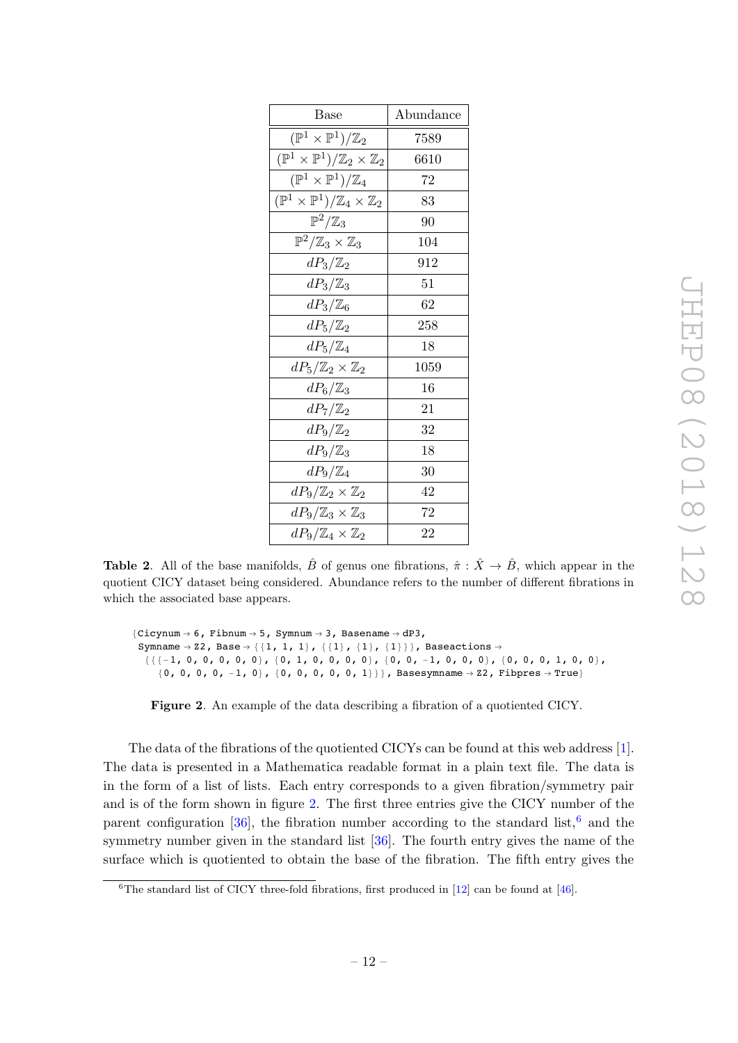| Base | Abundance |
|---|---|
| $(\mathbb{P}^1 \times \mathbb{P}^1)/\mathbb{Z}_2$ | 7589 |
| $(\mathbb{P}^1 \times \mathbb{P}^1)/\mathbb{Z}_2 \times \mathbb{Z}_2$ | 6610 |
| $(\mathbb{P}^1 \times \mathbb{P}^1)/\mathbb{Z}_4$ | 72 |
| $(\mathbb{P}^1 \times \mathbb{P}^1)/\mathbb{Z}_4 \times \mathbb{Z}_2$ | 83 |
| $\mathbb{P}^2/\mathbb{Z}_3$ | 90 |
| $\mathbb{P}^2/\mathbb{Z}_3 \times \mathbb{Z}_3$ | 104 |
| $dP_3/\mathbb{Z}_2$ | 912 |
| $dP_3/\mathbb{Z}_3$ | 51 |
| $dP_3/\mathbb{Z}_6$ | 62 |
| $dP_5/\mathbb{Z}_2$ | 258 |
| $dP_5/\mathbb{Z}_4$ | 18 |
| $dP_5/\mathbb{Z}_2 \times \mathbb{Z}_2$ | 1059 |
| $dP_6/\mathbb{Z}_3$ | 16 |
| $dP_7/\mathbb{Z}_2$ | 21 |
| $dP_9/\mathbb{Z}_2$ | 32 |
| $dP_9/\mathbb{Z}_3$ | 18 |
| $dP_9/\mathbb{Z}_4$ | 30 |
| $dP_9/\mathbb{Z}_2 \times \mathbb{Z}_2$ | 42 |
| $dP_9/\mathbb{Z}_3 \times \mathbb{Z}_3$ | 72 |
| $dP_9/\mathbb{Z}_4 \times \mathbb{Z}_2$ | 22 |

**Table 2**. All of the base manifolds, $\hat{B}$ of genus one fibrations, $\hat{\pi} : \hat{X} \to \hat{B}$, which appear in the quotient CICY dataset being considered. Abundance refers to the number of different fibrations in which the associated base appears.

```
{Cicynum → 6, Fibnum → 5, Symnum → 3, Basename → dP3,
 Symname → Z2, Base → {{1, 1, 1}, {{1}, {1}, {1}}}, Baseactions →
  {{{-1, 0, 0, 0, 0, 0}, {0, 1, 0, 0, 0, 0}, {0, 0, -1, 0, 0, 0}, {0, 0, 0, 1, 0, 0},
    {0, 0, 0, 0, -1, 0}, {0, 0, 0, 0, 0, 1}}}, Basesymname → Z2, Fibpres → True}
```

**Figure 2**. An example of the data describing a fibration of a quotiented CICY.

The data of the fibrations of the quotiented CICYs can be found at this web address [1]. The data is presented in a Mathematica readable format in a plain text file. The data is in the form of a list of lists. Each entry corresponds to a given fibration/symmetry pair and is of the form shown in figure 2. The first three entries give the CICY number of the parent configuration [36], the fibration number according to the standard list,[6] and the symmetry number given in the standard list [36]. The fourth entry gives the name of the surface which is quotiented to obtain the base of the fibration. The fifth entry gives the

[6]The standard list of CICY three-fold fibrations, first produced in [12] can be found at [46].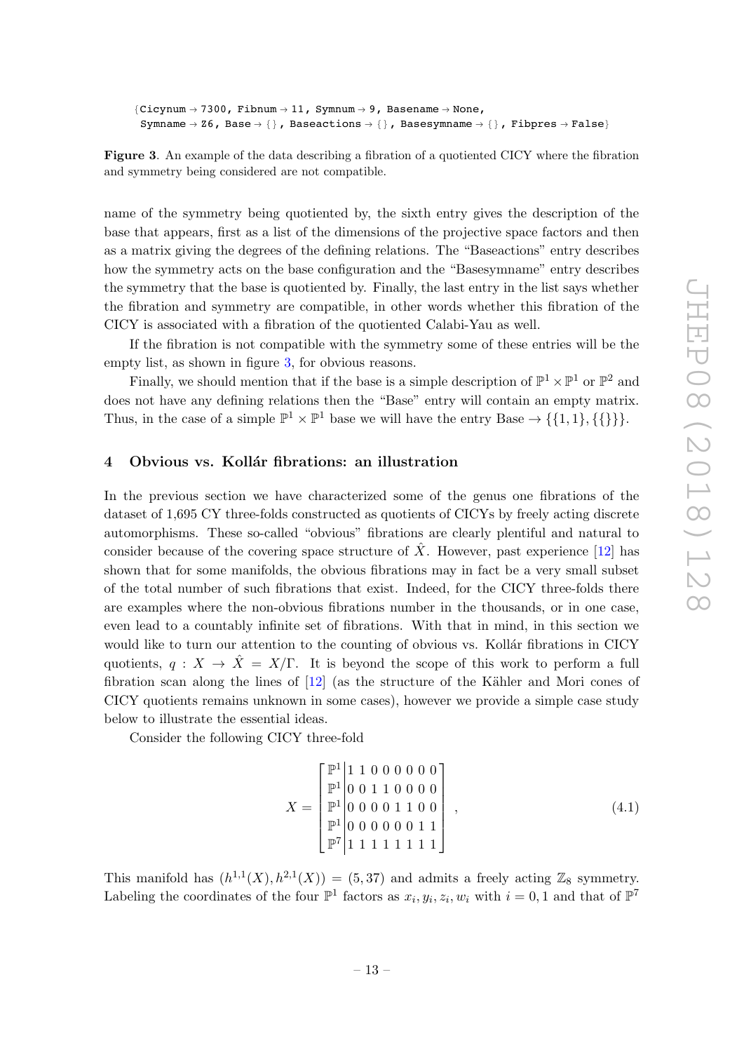```
{Cicynum → 7300, Fibnum → 11, Symnum → 9, Basename → None,
 Symname → Z6, Base → {}, Baseactions → {}, Basesymname → {}, Fibpres → False}
```

**Figure 3**. An example of the data describing a fibration of a quotiented CICY where the fibration and symmetry being considered are not compatible.

name of the symmetry being quotiented by, the sixth entry gives the description of the base that appears, first as a list of the dimensions of the projective space factors and then as a matrix giving the degrees of the defining relations. The "Baseactions" entry describes how the symmetry acts on the base configuration and the "Basesymname" entry describes the symmetry that the base is quotiented by. Finally, the last entry in the list says whether the fibration and symmetry are compatible, in other words whether this fibration of the CICY is associated with a fibration of the quotiented Calabi-Yau as well.

If the fibration is not compatible with the symmetry some of these entries will be the empty list, as shown in figure 3, for obvious reasons.

Finally, we should mention that if the base is a simple description of $\mathbb{P}^1 \times \mathbb{P}^1$ or $\mathbb{P}^2$ and does not have any defining relations then the "Base" entry will contain an empty matrix. Thus, in the case of a simple $\mathbb{P}^1 \times \mathbb{P}^1$ base we will have the entry Base $\to \{\{1, 1\}, \{\{\}\}\}$.

## 4 Obvious vs. Kollár fibrations: an illustration

In the previous section we have characterized some of the genus one fibrations of the dataset of 1,695 CY three-folds constructed as quotients of CICYs by freely acting discrete automorphisms. These so-called "obvious" fibrations are clearly plentiful and natural to consider because of the covering space structure of $\hat{X}$. However, past experience [12] has shown that for some manifolds, the obvious fibrations may in fact be a very small subset of the total number of such fibrations that exist. Indeed, for the CICY three-folds there are examples where the non-obvious fibrations number in the thousands, or in one case, even lead to a countably infinite set of fibrations. With that in mind, in this section we would like to turn our attention to the counting of obvious vs. Kollár fibrations in CICY quotients, $q : X \to \hat{X} = X/\Gamma$. It is beyond the scope of this work to perform a full fibration scan along the lines of [12] (as the structure of the Kähler and Mori cones of CICY quotients remains unknown in some cases), however we provide a simple case study below to illustrate the essential ideas.

Consider the following CICY three-fold

$$X = \left[\begin{array}{c|cccccccc} \mathbb{P}^1 & 1 & 1 & 0 & 0 & 0 & 0 & 0 & 0 \\ \mathbb{P}^1 & 0 & 0 & 1 & 1 & 0 & 0 & 0 & 0 \\ \mathbb{P}^1 & 0 & 0 & 0 & 0 & 1 & 1 & 0 & 0 \\ \mathbb{P}^1 & 0 & 0 & 0 & 0 & 0 & 0 & 1 & 1 \\ \mathbb{P}^7 & 1 & 1 & 1 & 1 & 1 & 1 & 1 & 1 \end{array}\right], \tag{4.1}$$

This manifold has $(h^{1,1}(X), h^{2,1}(X)) = (5, 37)$ and admits a freely acting $\mathbb{Z}_8$ symmetry. Labeling the coordinates of the four $\mathbb{P}^1$ factors as $x_i, y_i, z_i, w_i$ with $i = 0, 1$ and that of $\mathbb{P}^7$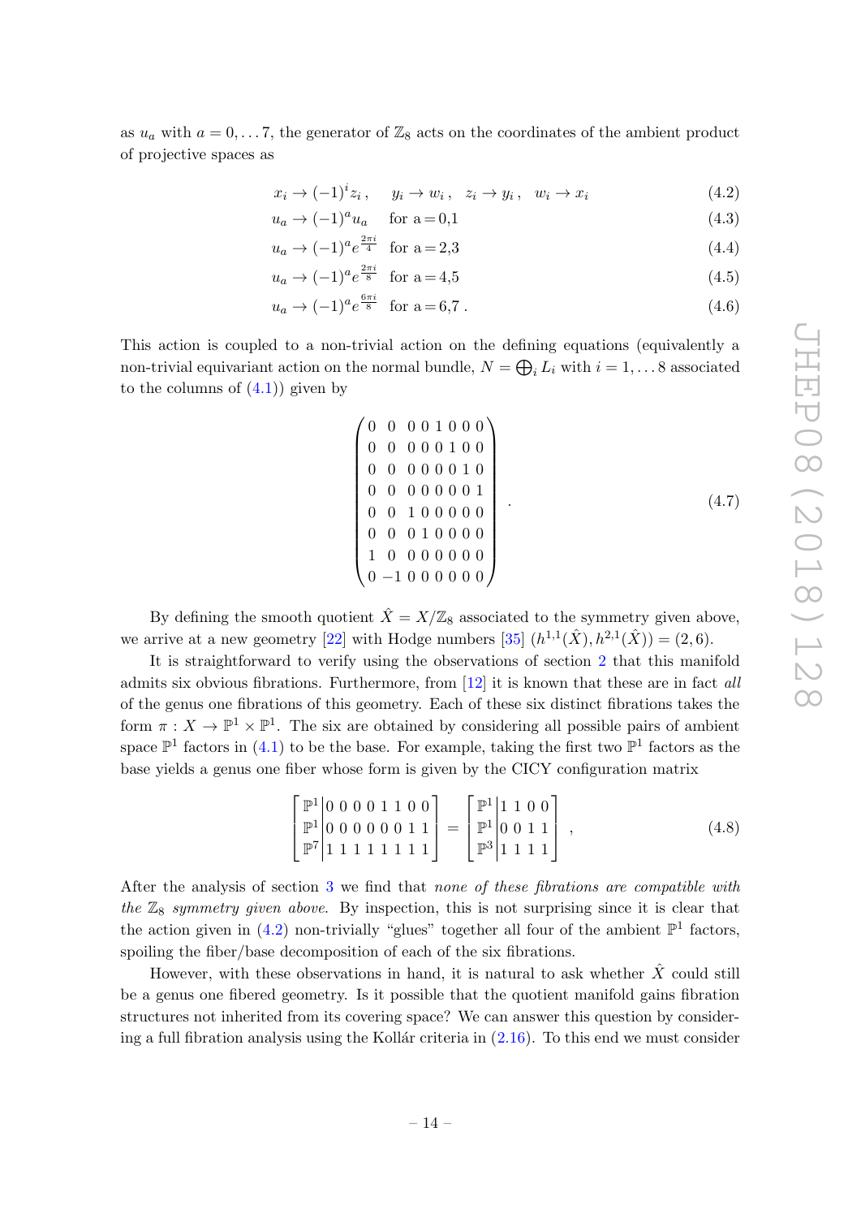as $u_a$ with $a = 0, \ldots 7$, the generator of $\mathbb{Z}_8$ acts on the coordinates of the ambient product of projective spaces as

$$x_i \to (-1)^i z_i\,, \quad y_i \to w_i\,, \quad z_i \to y_i\,, \quad w_i \to x_i \tag{4.2}$$

$$u_a \to (-1)^a u_a \quad \text{for a = 0,1} \tag{4.3}$$

$$u_a \to (-1)^a e^{\frac{2\pi i}{4}} \quad \text{for a = 2,3} \tag{4.4}$$

$$u_a \to (-1)^a e^{\frac{2\pi i}{8}} \quad \text{for a = 4,5} \tag{4.5}$$

$$u_a \to (-1)^a e^{\frac{6\pi i}{8}} \quad \text{for a = 6,7}\,. \tag{4.6}$$

This action is coupled to a non-trivial action on the defining equations (equivalently a non-trivial equivariant action on the normal bundle, $N = \bigoplus_i L_i$ with $i = 1, \ldots 8$ associated to the columns of (4.1)) given by

$$\begin{pmatrix} 0 & 0 & 0 & 0 & 1 & 0 & 0 & 0 \\ 0 & 0 & 0 & 0 & 0 & 1 & 0 & 0 \\ 0 & 0 & 0 & 0 & 0 & 0 & 1 & 0 \\ 0 & 0 & 0 & 0 & 0 & 0 & 0 & 1 \\ 0 & 0 & 1 & 0 & 0 & 0 & 0 & 0 \\ 0 & 0 & 0 & 1 & 0 & 0 & 0 & 0 \\ 1 & 0 & 0 & 0 & 0 & 0 & 0 & 0 \\ 0 & -1 & 0 & 0 & 0 & 0 & 0 & 0 \end{pmatrix}\,. \tag{4.7}$$

By defining the smooth quotient $\hat{X} = X/\mathbb{Z}_8$ associated to the symmetry given above, we arrive at a new geometry [22] with Hodge numbers [35] $(h^{1,1}(\hat{X}), h^{2,1}(\hat{X})) = (2, 6)$.

It is straightforward to verify using the observations of section 2 that this manifold admits six obvious fibrations. Furthermore, from [12] it is known that these are in fact *all* of the genus one fibrations of this geometry. Each of these six distinct fibrations takes the form $\pi : X \to \mathbb{P}^1 \times \mathbb{P}^1$. The six are obtained by considering all possible pairs of ambient space $\mathbb{P}^1$ factors in (4.1) to be the base. For example, taking the first two $\mathbb{P}^1$ factors as the base yields a genus one fiber whose form is given by the CICY configuration matrix

$$\left[\begin{array}{c|cccccccc} \mathbb{P}^1 & 0 & 0 & 0 & 0 & 1 & 1 & 0 & 0 \\ \mathbb{P}^1 & 0 & 0 & 0 & 0 & 0 & 0 & 1 & 1 \\ \mathbb{P}^7 & 1 & 1 & 1 & 1 & 1 & 1 & 1 & 1 \end{array}\right] = \left[\begin{array}{c|cccc} \mathbb{P}^1 & 1 & 1 & 0 & 0 \\ \mathbb{P}^1 & 0 & 0 & 1 & 1 \\ \mathbb{P}^3 & 1 & 1 & 1 & 1 \end{array}\right]\,, \tag{4.8}$$

After the analysis of section 3 we find that *none of these fibrations are compatible with the $\mathbb{Z}_8$ symmetry given above.* By inspection, this is not surprising since it is clear that the action given in (4.2) non-trivially "glues" together all four of the ambient $\mathbb{P}^1$ factors, spoiling the fiber/base decomposition of each of the six fibrations.

However, with these observations in hand, it is natural to ask whether $\hat{X}$ could still be a genus one fibered geometry. Is it possible that the quotient manifold gains fibration structures not inherited from its covering space? We can answer this question by considering a full fibration analysis using the Kollár criteria in (2.16). To this end we must consider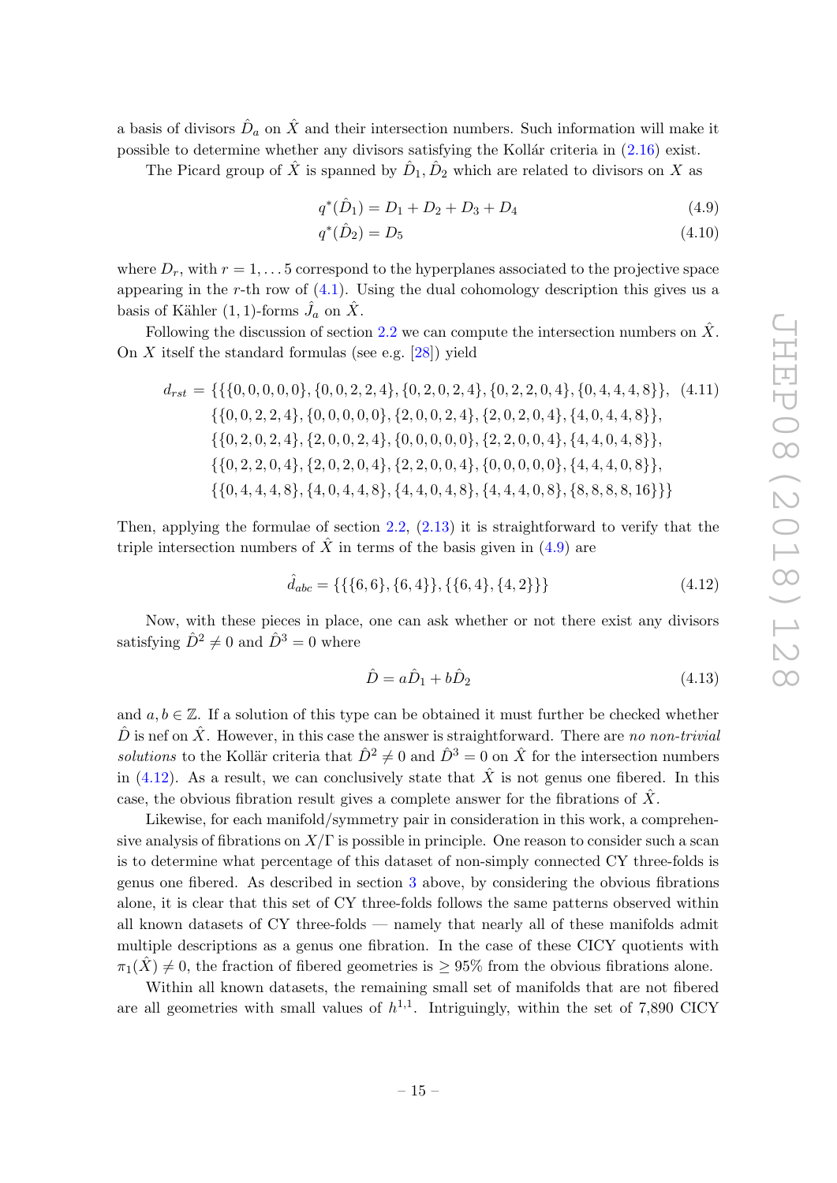a basis of divisors $\hat{D}_a$ on $\hat{X}$ and their intersection numbers. Such information will make it possible to determine whether any divisors satisfying the Kollár criteria in (2.16) exist.

The Picard group of $\hat{X}$ is spanned by $\hat{D}_1, \hat{D}_2$ which are related to divisors on $X$ as

$$q^*(\hat{D}_1) = D_1 + D_2 + D_3 + D_4 \tag{4.9}$$

$$q^*(\hat{D}_2) = D_5 \tag{4.10}$$

where $D_r$, with $r = 1, \ldots 5$ correspond to the hyperplanes associated to the projective space appearing in the $r$-th row of (4.1). Using the dual cohomology description this gives us a basis of Kähler $(1,1)$-forms $\hat{J}_a$ on $\hat{X}$.

Following the discussion of section 2.2 we can compute the intersection numbers on $\hat{X}$. On $X$ itself the standard formulas (see e.g. [28]) yield

$$\begin{aligned} d_{rst} = \{ & \{\{0,0,0,0,0\},\{0,0,2,2,4\},\{0,2,0,2,4\},\{0,2,2,0,4\},\{0,4,4,4,8\}\}, \\ & \{\{0,0,2,2,4\},\{0,0,0,0,0\},\{2,0,0,2,4\},\{2,0,2,0,4\},\{4,0,4,4,8\}\}, \\ & \{\{0,2,0,2,4\},\{2,0,0,2,4\},\{0,0,0,0,0\},\{2,2,0,0,4\},\{4,4,0,4,8\}\}, \\ & \{\{0,2,2,0,4\},\{2,0,2,0,4\},\{2,2,0,0,4\},\{0,0,0,0,0\},\{4,4,4,0,8\}\}, \\ & \{\{0,4,4,4,8\},\{4,0,4,4,8\},\{4,4,0,4,8\},\{4,4,4,0,8\},\{8,8,8,8,16\}\}\} \end{aligned} \tag{4.11}$$

Then, applying the formulae of section 2.2, (2.13) it is straightforward to verify that the triple intersection numbers of $\hat{X}$ in terms of the basis given in (4.9) are

$$\hat{d}_{abc} = \{\{\{6,6\},\{6,4\}\},\{\{6,4\},\{4,2\}\}\} \tag{4.12}$$

Now, with these pieces in place, one can ask whether or not there exist any divisors satisfying $\hat{D}^2 \neq 0$ and $\hat{D}^3 = 0$ where

$$\hat{D} = a\hat{D}_1 + b\hat{D}_2 \tag{4.13}$$

and $a, b \in \mathbb{Z}$. If a solution of this type can be obtained it must further be checked whether $\hat{D}$ is nef on $\hat{X}$. However, in this case the answer is straightforward. There are *no non-trivial solutions* to the Kollär criteria that $\hat{D}^2 \neq 0$ and $\hat{D}^3 = 0$ on $\hat{X}$ for the intersection numbers in (4.12). As a result, we can conclusively state that $\hat{X}$ is not genus one fibered. In this case, the obvious fibration result gives a complete answer for the fibrations of $\hat{X}$.

Likewise, for each manifold/symmetry pair in consideration in this work, a comprehensive analysis of fibrations on $X/\Gamma$ is possible in principle. One reason to consider such a scan is to determine what percentage of this dataset of non-simply connected CY three-folds is genus one fibered. As described in section 3 above, by considering the obvious fibrations alone, it is clear that this set of CY three-folds follows the same patterns observed within all known datasets of CY three-folds — namely that nearly all of these manifolds admit multiple descriptions as a genus one fibration. In the case of these CICY quotients with $\pi_1(\hat{X}) \neq 0$, the fraction of fibered geometries is $\geq 95\%$ from the obvious fibrations alone.

Within all known datasets, the remaining small set of manifolds that are not fibered are all geometries with small values of $h^{1,1}$. Intriguingly, within the set of 7,890 CICY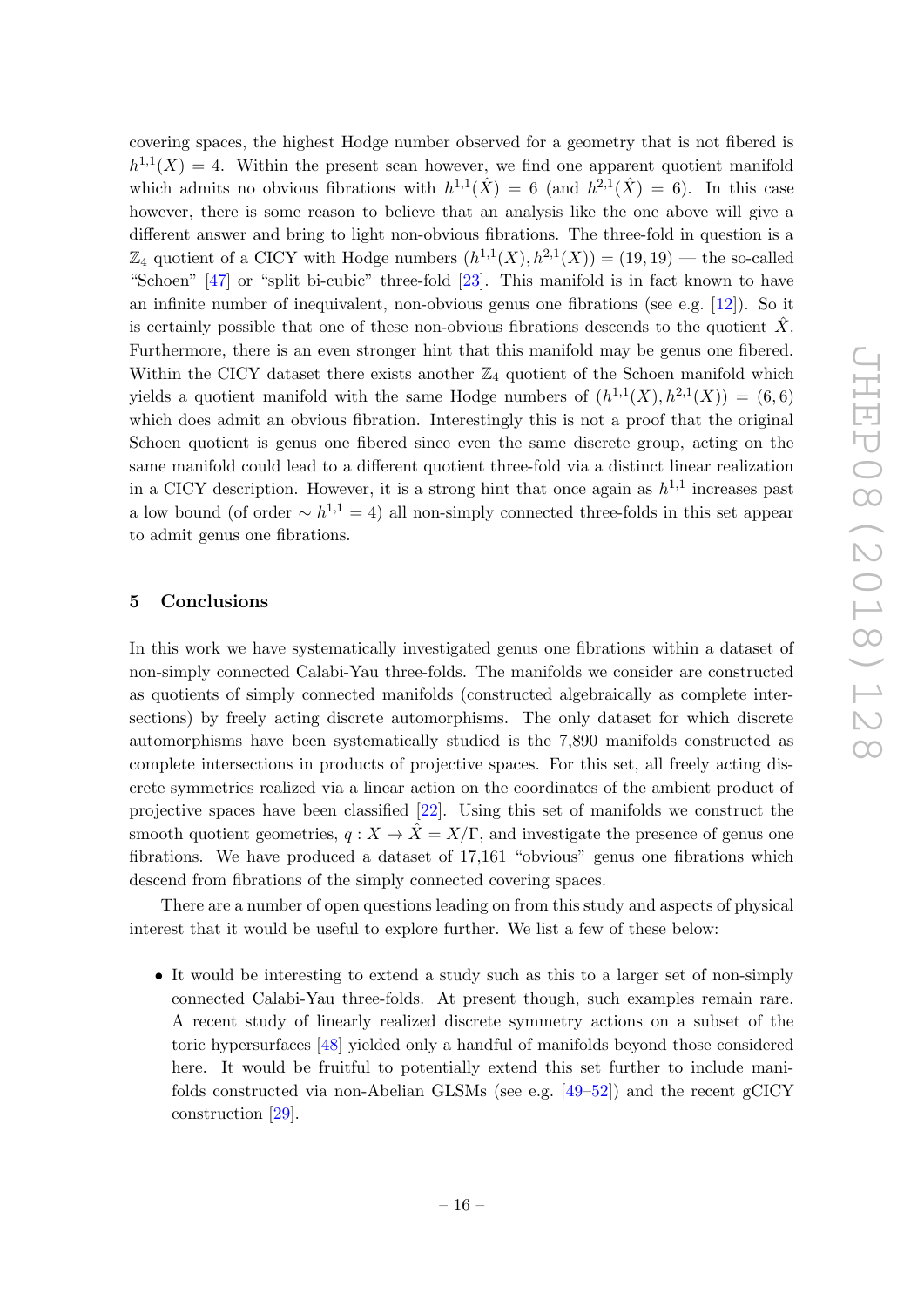covering spaces, the highest Hodge number observed for a geometry that is not fibered is $h^{1,1}(X) = 4$. Within the present scan however, we find one apparent quotient manifold which admits no obvious fibrations with $h^{1,1}(\hat{X}) = 6$ (and $h^{2,1}(\hat{X}) = 6$). In this case however, there is some reason to believe that an analysis like the one above will give a different answer and bring to light non-obvious fibrations. The three-fold in question is a $\mathbb{Z}_4$ quotient of a CICY with Hodge numbers $(h^{1,1}(X), h^{2,1}(X)) = (19, 19)$ — the so-called "Schoen" [47] or "split bi-cubic" three-fold [23]. This manifold is in fact known to have an infinite number of inequivalent, non-obvious genus one fibrations (see e.g. [12]). So it is certainly possible that one of these non-obvious fibrations descends to the quotient $\hat{X}$. Furthermore, there is an even stronger hint that this manifold may be genus one fibered. Within the CICY dataset there exists another $\mathbb{Z}_4$ quotient of the Schoen manifold which yields a quotient manifold with the same Hodge numbers of $(h^{1,1}(X), h^{2,1}(X)) = (6, 6)$ which does admit an obvious fibration. Interestingly this is not a proof that the original Schoen quotient is genus one fibered since even the same discrete group, acting on the same manifold could lead to a different quotient three-fold via a distinct linear realization in a CICY description. However, it is a strong hint that once again as $h^{1,1}$ increases past a low bound (of order $\sim h^{1,1} = 4$) all non-simply connected three-folds in this set appear to admit genus one fibrations.

## 5 Conclusions

In this work we have systematically investigated genus one fibrations within a dataset of non-simply connected Calabi-Yau three-folds. The manifolds we consider are constructed as quotients of simply connected manifolds (constructed algebraically as complete intersections) by freely acting discrete automorphisms. The only dataset for which discrete automorphisms have been systematically studied is the 7,890 manifolds constructed as complete intersections in products of projective spaces. For this set, all freely acting discrete symmetries realized via a linear action on the coordinates of the ambient product of projective spaces have been classified [22]. Using this set of manifolds we construct the smooth quotient geometries, $q : X \to \hat{X} = X/\Gamma$, and investigate the presence of genus one fibrations. We have produced a dataset of 17,161 "obvious" genus one fibrations which descend from fibrations of the simply connected covering spaces.

There are a number of open questions leading on from this study and aspects of physical interest that it would be useful to explore further. We list a few of these below:

- It would be interesting to extend a study such as this to a larger set of non-simply connected Calabi-Yau three-folds. At present though, such examples remain rare. A recent study of linearly realized discrete symmetry actions on a subset of the toric hypersurfaces [48] yielded only a handful of manifolds beyond those considered here. It would be fruitful to potentially extend this set further to include manifolds constructed via non-Abelian GLSMs (see e.g. [49–52]) and the recent gCICY construction [29].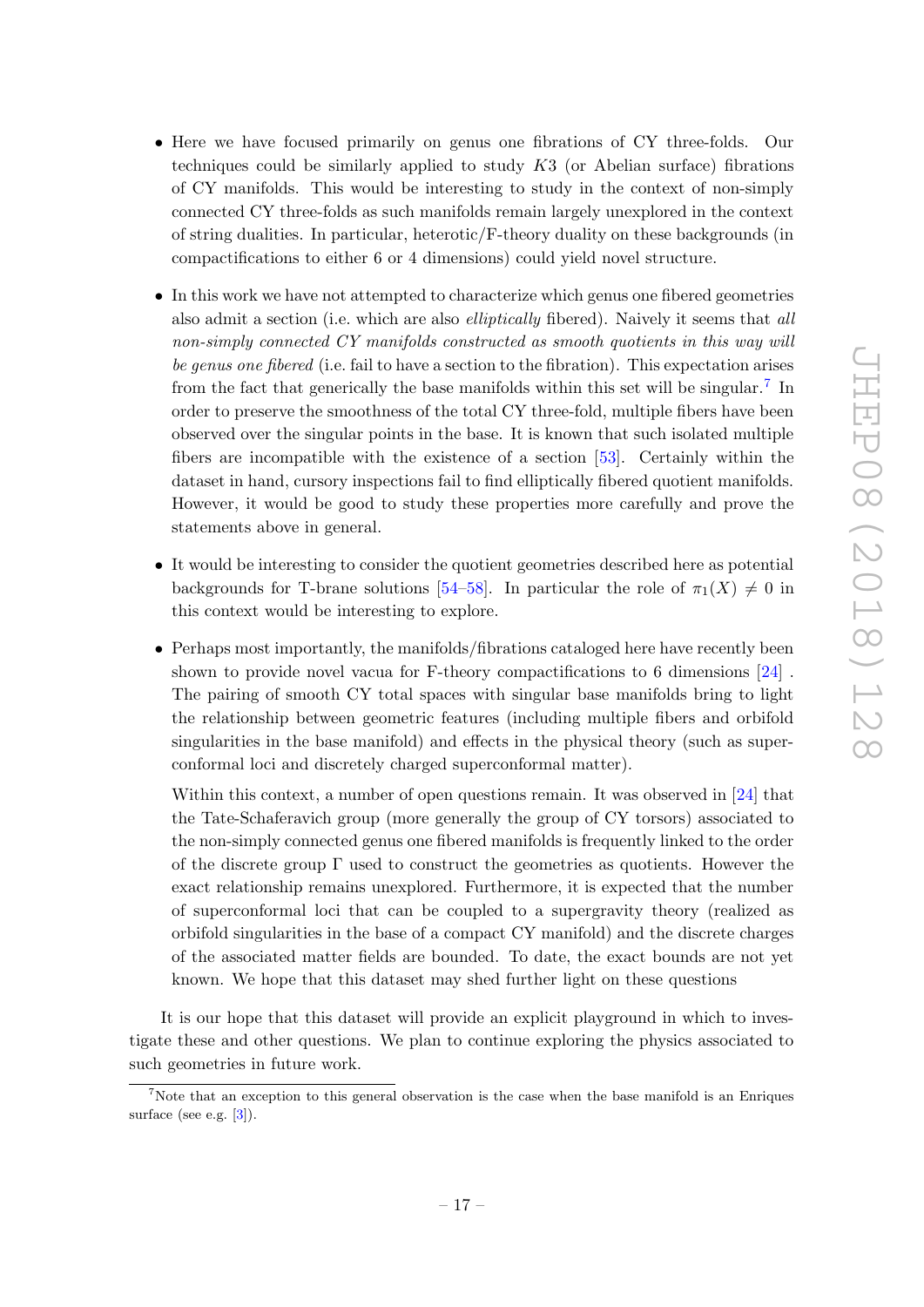- Here we have focused primarily on genus one fibrations of CY three-folds. Our techniques could be similarly applied to study $K3$ (or Abelian surface) fibrations of CY manifolds. This would be interesting to study in the context of non-simply connected CY three-folds as such manifolds remain largely unexplored in the context of string dualities. In particular, heterotic/F-theory duality on these backgrounds (in compactifications to either 6 or 4 dimensions) could yield novel structure.

- In this work we have not attempted to characterize which genus one fibered geometries also admit a section (i.e. which are also *elliptically* fibered). Naively it seems that *all non-simply connected CY manifolds constructed as smooth quotients in this way will be genus one fibered* (i.e. fail to have a section to the fibration). This expectation arises from the fact that generically the base manifolds within this set will be singular.[7] In order to preserve the smoothness of the total CY three-fold, multiple fibers have been observed over the singular points in the base. It is known that such isolated multiple fibers are incompatible with the existence of a section [53]. Certainly within the dataset in hand, cursory inspections fail to find elliptically fibered quotient manifolds. However, it would be good to study these properties more carefully and prove the statements above in general.

- It would be interesting to consider the quotient geometries described here as potential backgrounds for T-brane solutions [54–58]. In particular the role of $\pi_1(X) \neq 0$ in this context would be interesting to explore.

- Perhaps most importantly, the manifolds/fibrations cataloged here have recently been shown to provide novel vacua for F-theory compactifications to 6 dimensions [24] . The pairing of smooth CY total spaces with singular base manifolds bring to light the relationship between geometric features (including multiple fibers and orbifold singularities in the base manifold) and effects in the physical theory (such as superconformal loci and discretely charged superconformal matter).

  Within this context, a number of open questions remain. It was observed in [24] that the Tate-Schaferavich group (more generally the group of CY torsors) associated to the non-simply connected genus one fibered manifolds is frequently linked to the order of the discrete group $\Gamma$ used to construct the geometries as quotients. However the exact relationship remains unexplored. Furthermore, it is expected that the number of superconformal loci that can be coupled to a supergravity theory (realized as orbifold singularities in the base of a compact CY manifold) and the discrete charges of the associated matter fields are bounded. To date, the exact bounds are not yet known. We hope that this dataset may shed further light on these questions

It is our hope that this dataset will provide an explicit playground in which to investigate these and other questions. We plan to continue exploring the physics associated to such geometries in future work.

[7]Note that an exception to this general observation is the case when the base manifold is an Enriques surface (see e.g. [3]).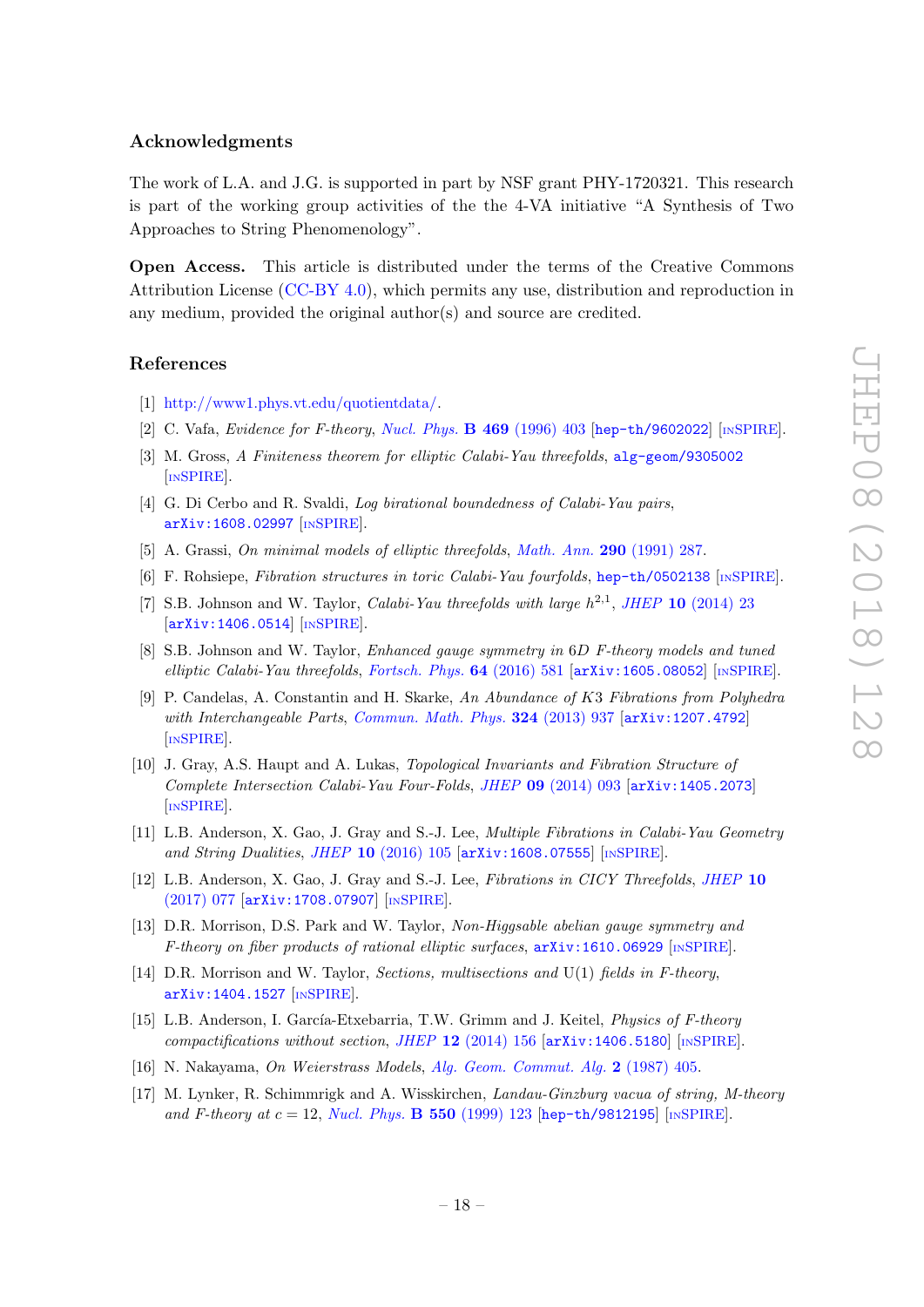## Acknowledgments

The work of L.A. and J.G. is supported in part by NSF grant PHY-1720321. This research is part of the working group activities of the the 4-VA initiative "A Synthesis of Two Approaches to String Phenomenology".

**Open Access.** This article is distributed under the terms of the Creative Commons Attribution License (CC-BY 4.0), which permits any use, distribution and reproduction in any medium, provided the original author(s) and source are credited.

## References

[1] http://www1.phys.vt.edu/quotientdata/.

[2] C. Vafa, *Evidence for F-theory*, *Nucl. Phys.* **B 469** (1996) 403 [hep-th/9602022] [INSPIRE].

[3] M. Gross, *A Finiteness theorem for elliptic Calabi-Yau threefolds*, alg-geom/9305002 [INSPIRE].

[4] G. Di Cerbo and R. Svaldi, *Log birational boundedness of Calabi-Yau pairs*, arXiv:1608.02997 [INSPIRE].

[5] A. Grassi, *On minimal models of elliptic threefolds*, *Math. Ann.* **290** (1991) 287.

[6] F. Rohsiepe, *Fibration structures in toric Calabi-Yau fourfolds*, hep-th/0502138 [INSPIRE].

[7] S.B. Johnson and W. Taylor, *Calabi-Yau threefolds with large $h^{2,1}$*, *JHEP* **10** (2014) 23 [arXiv:1406.0514] [INSPIRE].

[8] S.B. Johnson and W. Taylor, *Enhanced gauge symmetry in 6D F-theory models and tuned elliptic Calabi-Yau threefolds*, *Fortsch. Phys.* **64** (2016) 581 [arXiv:1605.08052] [INSPIRE].

[9] P. Candelas, A. Constantin and H. Skarke, *An Abundance of K3 Fibrations from Polyhedra with Interchangeable Parts*, *Commun. Math. Phys.* **324** (2013) 937 [arXiv:1207.4792] [INSPIRE].

[10] J. Gray, A.S. Haupt and A. Lukas, *Topological Invariants and Fibration Structure of Complete Intersection Calabi-Yau Four-Folds*, *JHEP* **09** (2014) 093 [arXiv:1405.2073] [INSPIRE].

[11] L.B. Anderson, X. Gao, J. Gray and S.-J. Lee, *Multiple Fibrations in Calabi-Yau Geometry and String Dualities*, *JHEP* **10** (2016) 105 [arXiv:1608.07555] [INSPIRE].

[12] L.B. Anderson, X. Gao, J. Gray and S.-J. Lee, *Fibrations in CICY Threefolds*, *JHEP* **10** (2017) 077 [arXiv:1708.07907] [INSPIRE].

[13] D.R. Morrison, D.S. Park and W. Taylor, *Non-Higgsable abelian gauge symmetry and F-theory on fiber products of rational elliptic surfaces*, arXiv:1610.06929 [INSPIRE].

[14] D.R. Morrison and W. Taylor, *Sections, multisections and* U(1) *fields in F-theory*, arXiv:1404.1527 [INSPIRE].

[15] L.B. Anderson, I. García-Etxebarria, T.W. Grimm and J. Keitel, *Physics of F-theory compactifications without section*, *JHEP* **12** (2014) 156 [arXiv:1406.5180] [INSPIRE].

[16] N. Nakayama, *On Weierstrass Models*, *Alg. Geom. Commut. Alg.* **2** (1987) 405.

[17] M. Lynker, R. Schimmrigk and A. Wisskirchen, *Landau-Ginzburg vacua of string, M-theory and F-theory at $c = 12$*, *Nucl. Phys.* **B 550** (1999) 123 [hep-th/9812195] [INSPIRE].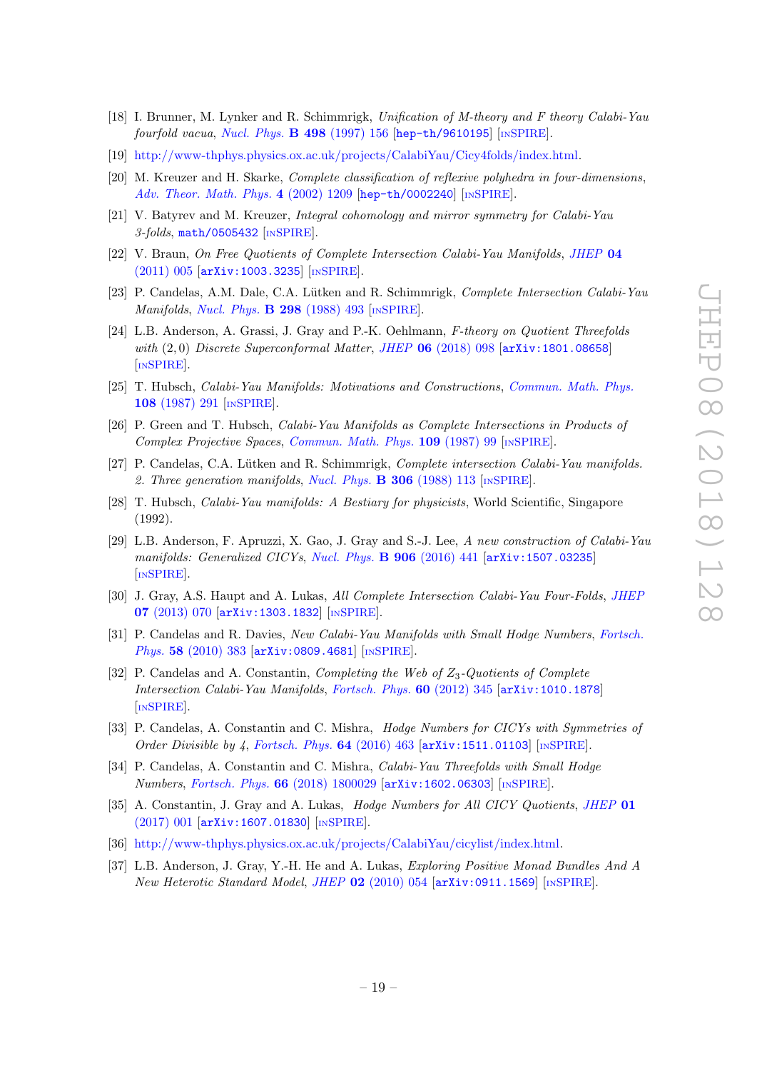[18] I. Brunner, M. Lynker and R. Schimmrigk, *Unification of M-theory and F theory Calabi-Yau fourfold vacua*, *Nucl. Phys.* **B 498** (1997) 156 [hep-th/9610195] [INSPIRE].

[19] http://www-thphys.physics.ox.ac.uk/projects/CalabiYau/Cicy4folds/index.html.

[20] M. Kreuzer and H. Skarke, *Complete classification of reflexive polyhedra in four-dimensions*, *Adv. Theor. Math. Phys.* **4** (2002) 1209 [hep-th/0002240] [INSPIRE].

[21] V. Batyrev and M. Kreuzer, *Integral cohomology and mirror symmetry for Calabi-Yau 3-folds*, math/0505432 [INSPIRE].

[22] V. Braun, *On Free Quotients of Complete Intersection Calabi-Yau Manifolds*, *JHEP* **04** (2011) 005 [arXiv:1003.3235] [INSPIRE].

[23] P. Candelas, A.M. Dale, C.A. Lütken and R. Schimmrigk, *Complete Intersection Calabi-Yau Manifolds*, *Nucl. Phys.* **B 298** (1988) 493 [INSPIRE].

[24] L.B. Anderson, A. Grassi, J. Gray and P.-K. Oehlmann, *F-theory on Quotient Threefolds with (2,0) Discrete Superconformal Matter*, *JHEP* **06** (2018) 098 [arXiv:1801.08658] [INSPIRE].

[25] T. Hubsch, *Calabi-Yau Manifolds: Motivations and Constructions*, *Commun. Math. Phys.* **108** (1987) 291 [INSPIRE].

[26] P. Green and T. Hubsch, *Calabi-Yau Manifolds as Complete Intersections in Products of Complex Projective Spaces*, *Commun. Math. Phys.* **109** (1987) 99 [INSPIRE].

[27] P. Candelas, C.A. Lütken and R. Schimmrigk, *Complete intersection Calabi-Yau manifolds. 2. Three generation manifolds*, *Nucl. Phys.* **B 306** (1988) 113 [INSPIRE].

[28] T. Hubsch, *Calabi-Yau manifolds: A Bestiary for physicists*, World Scientific, Singapore (1992).

[29] L.B. Anderson, F. Apruzzi, X. Gao, J. Gray and S.-J. Lee, *A new construction of Calabi-Yau manifolds: Generalized CICYs*, *Nucl. Phys.* **B 906** (2016) 441 [arXiv:1507.03235] [INSPIRE].

[30] J. Gray, A.S. Haupt and A. Lukas, *All Complete Intersection Calabi-Yau Four-Folds*, *JHEP* **07** (2013) 070 [arXiv:1303.1832] [INSPIRE].

[31] P. Candelas and R. Davies, *New Calabi-Yau Manifolds with Small Hodge Numbers*, *Fortsch. Phys.* **58** (2010) 383 [arXiv:0809.4681] [INSPIRE].

[32] P. Candelas and A. Constantin, *Completing the Web of $Z_3$-Quotients of Complete Intersection Calabi-Yau Manifolds*, *Fortsch. Phys.* **60** (2012) 345 [arXiv:1010.1878] [INSPIRE].

[33] P. Candelas, A. Constantin and C. Mishra, *Hodge Numbers for CICYs with Symmetries of Order Divisible by 4*, *Fortsch. Phys.* **64** (2016) 463 [arXiv:1511.01103] [INSPIRE].

[34] P. Candelas, A. Constantin and C. Mishra, *Calabi-Yau Threefolds with Small Hodge Numbers*, *Fortsch. Phys.* **66** (2018) 1800029 [arXiv:1602.06303] [INSPIRE].

[35] A. Constantin, J. Gray and A. Lukas, *Hodge Numbers for All CICY Quotients*, *JHEP* **01** (2017) 001 [arXiv:1607.01830] [INSPIRE].

[36] http://www-thphys.physics.ox.ac.uk/projects/CalabiYau/cicylist/index.html.

[37] L.B. Anderson, J. Gray, Y.-H. He and A. Lukas, *Exploring Positive Monad Bundles And A New Heterotic Standard Model*, *JHEP* **02** (2010) 054 [arXiv:0911.1569] [INSPIRE].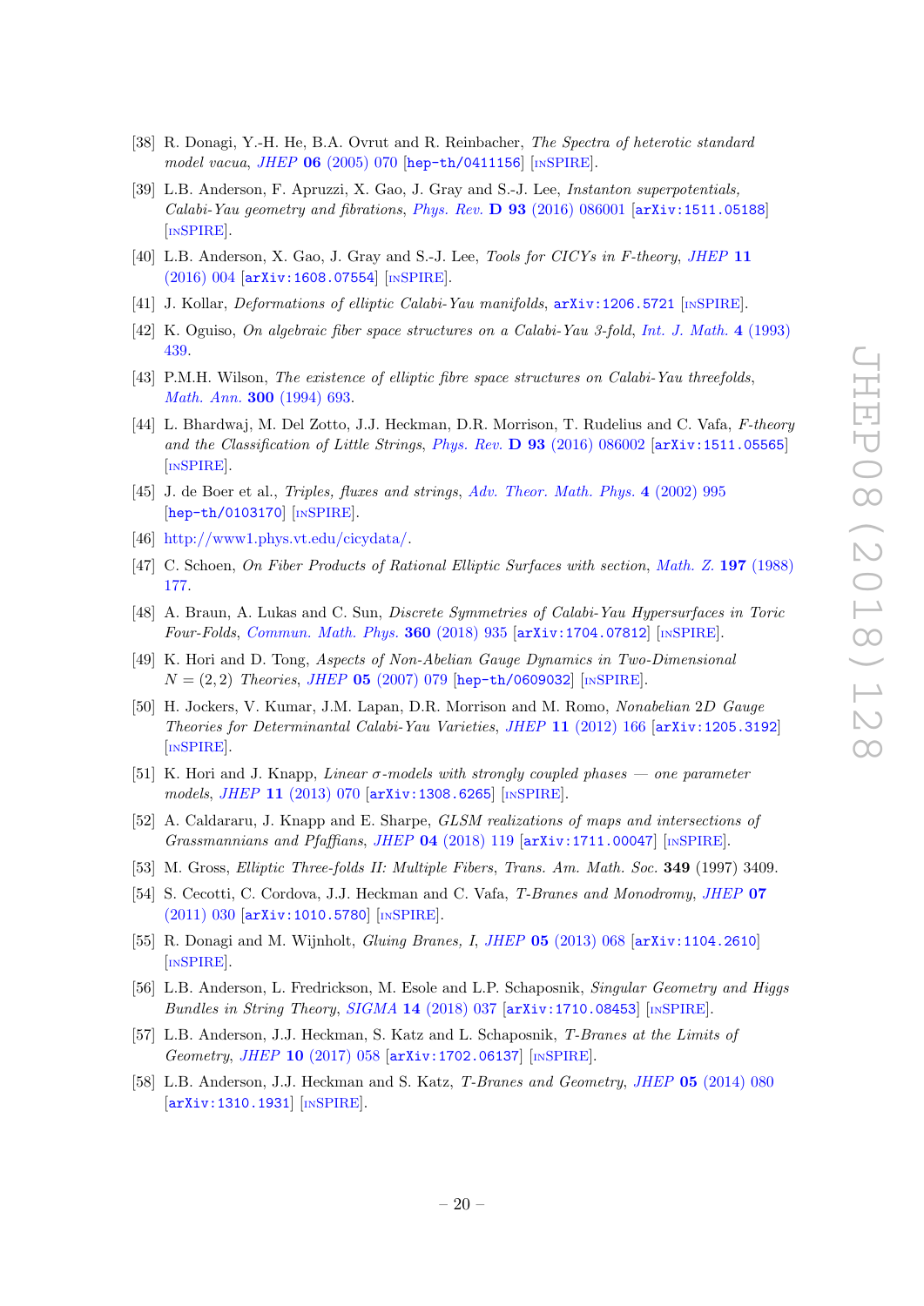- [38] R. Donagi, Y.-H. He, B.A. Ovrut and R. Reinbacher, *The Spectra of heterotic standard model vacua*, JHEP **06** (2005) 070 [hep-th/0411156] [INSPIRE].
- [39] L.B. Anderson, F. Apruzzi, X. Gao, J. Gray and S.-J. Lee, *Instanton superpotentials, Calabi-Yau geometry and fibrations*, Phys. Rev. **D 93** (2016) 086001 [arXiv:1511.05188] [INSPIRE].
- [40] L.B. Anderson, X. Gao, J. Gray and S.-J. Lee, *Tools for CICYs in F-theory*, JHEP **11** (2016) 004 [arXiv:1608.07554] [INSPIRE].
- [41] J. Kollar, *Deformations of elliptic Calabi-Yau manifolds*, arXiv:1206.5721 [INSPIRE].
- [42] K. Oguiso, *On algebraic fiber space structures on a Calabi-Yau 3-fold*, Int. J. Math. **4** (1993) 439.
- [43] P.M.H. Wilson, *The existence of elliptic fibre space structures on Calabi-Yau threefolds*, Math. Ann. **300** (1994) 693.
- [44] L. Bhardwaj, M. Del Zotto, J.J. Heckman, D.R. Morrison, T. Rudelius and C. Vafa, *F-theory and the Classification of Little Strings*, Phys. Rev. **D 93** (2016) 086002 [arXiv:1511.05565] [INSPIRE].
- [45] J. de Boer et al., *Triples, fluxes and strings*, Adv. Theor. Math. Phys. **4** (2002) 995 [hep-th/0103170] [INSPIRE].
- [46] http://www1.phys.vt.edu/cicydata/.
- [47] C. Schoen, *On Fiber Products of Rational Elliptic Surfaces with section*, Math. Z. **197** (1988) 177.
- [48] A. Braun, A. Lukas and C. Sun, *Discrete Symmetries of Calabi-Yau Hypersurfaces in Toric Four-Folds*, Commun. Math. Phys. **360** (2018) 935 [arXiv:1704.07812] [INSPIRE].
- [49] K. Hori and D. Tong, *Aspects of Non-Abelian Gauge Dynamics in Two-Dimensional $N = (2, 2)$ Theories*, JHEP **05** (2007) 079 [hep-th/0609032] [INSPIRE].
- [50] H. Jockers, V. Kumar, J.M. Lapan, D.R. Morrison and M. Romo, *Nonabelian 2D Gauge Theories for Determinantal Calabi-Yau Varieties*, JHEP **11** (2012) 166 [arXiv:1205.3192] [INSPIRE].
- [51] K. Hori and J. Knapp, *Linear $\sigma$-models with strongly coupled phases — one parameter models*, JHEP **11** (2013) 070 [arXiv:1308.6265] [INSPIRE].
- [52] A. Caldararu, J. Knapp and E. Sharpe, *GLSM realizations of maps and intersections of Grassmannians and Pfaffians*, JHEP **04** (2018) 119 [arXiv:1711.00047] [INSPIRE].
- [53] M. Gross, *Elliptic Three-folds II: Multiple Fibers*, Trans. Am. Math. Soc. **349** (1997) 3409.
- [54] S. Cecotti, C. Cordova, J.J. Heckman and C. Vafa, *T-Branes and Monodromy*, JHEP **07** (2011) 030 [arXiv:1010.5780] [INSPIRE].
- [55] R. Donagi and M. Wijnholt, *Gluing Branes, I*, JHEP **05** (2013) 068 [arXiv:1104.2610] [INSPIRE].
- [56] L.B. Anderson, L. Fredrickson, M. Esole and L.P. Schaposnik, *Singular Geometry and Higgs Bundles in String Theory*, SIGMA **14** (2018) 037 [arXiv:1710.08453] [INSPIRE].
- [57] L.B. Anderson, J.J. Heckman, S. Katz and L. Schaposnik, *T-Branes at the Limits of Geometry*, JHEP **10** (2017) 058 [arXiv:1702.06137] [INSPIRE].
- [58] L.B. Anderson, J.J. Heckman and S. Katz, *T-Branes and Geometry*, JHEP **05** (2014) 080 [arXiv:1310.1931] [INSPIRE].